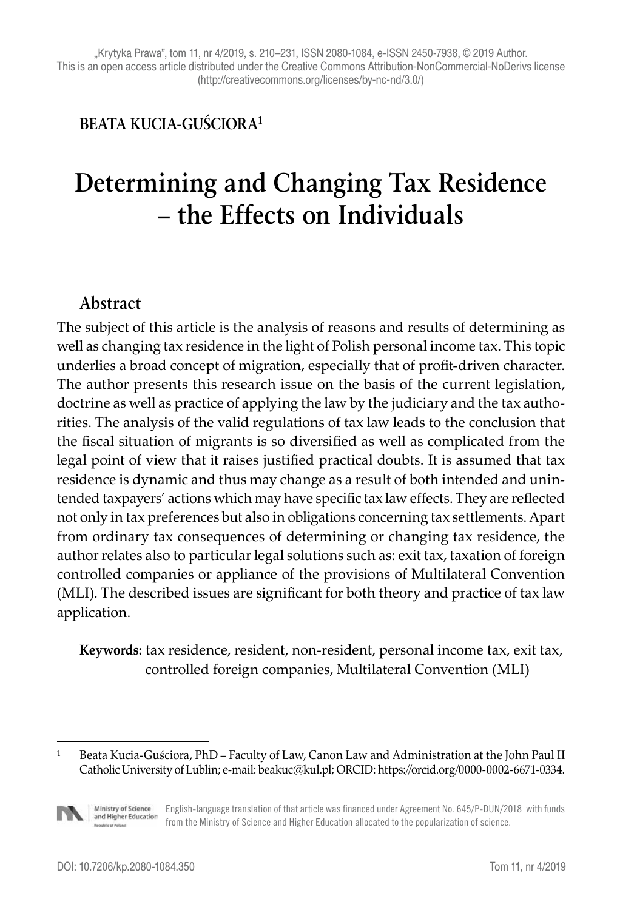„Krytyka Prawa", tom 11, nr 4/2019, s. 210–231, ISSN 2080-1084, e-ISSN 2450-7938, © 2019 Author. This is an open access article distributed under the Creative Commons Attribution-NonCommercial-NoDerivs license (http://creativecommons.org/licenses/by-nc-nd/3.0/)

**BEATA KUCIA-GUŚCIORA**[1]

# Determining and Changing Tax Residence – the Effects on Individuals

## Abstract

The subject of this article is the analysis of reasons and results of determining as well as changing tax residence in the light of Polish personal income tax. This topic underlies a broad concept of migration, especially that of profit-driven character. The author presents this research issue on the basis of the current legislation, doctrine as well as practice of applying the law by the judiciary and the tax authorities. The analysis of the valid regulations of tax law leads to the conclusion that the fiscal situation of migrants is so diversified as well as complicated from the legal point of view that it raises justified practical doubts. It is assumed that tax residence is dynamic and thus may change as a result of both intended and unintended taxpayers' actions which may have specific tax law effects. They are reflected not only in tax preferences but also in obligations concerning tax settlements. Apart from ordinary tax consequences of determining or changing tax residence, the author relates also to particular legal solutions such as: exit tax, taxation of foreign controlled companies or appliance of the provisions of Multilateral Convention (MLI). The described issues are significant for both theory and practice of tax law application.

**Keywords:** tax residence, resident, non-resident, personal income tax, exit tax, controlled foreign companies, Multilateral Convention (MLI)

---

[1] Beata Kucia-Guściora, PhD – Faculty of Law, Canon Law and Administration at the John Paul II Catholic University of Lublin; e-mail: beakuc@kul.pl; ORCID: https://orcid.org/0000-0002-6671-0334.

English-language translation of that article was financed under Agreement No. 645/P-DUN/2018 with funds from the Ministry of Science and Higher Education allocated to the popularization of science.

DOI: 10.7206/kp.2080-1084.350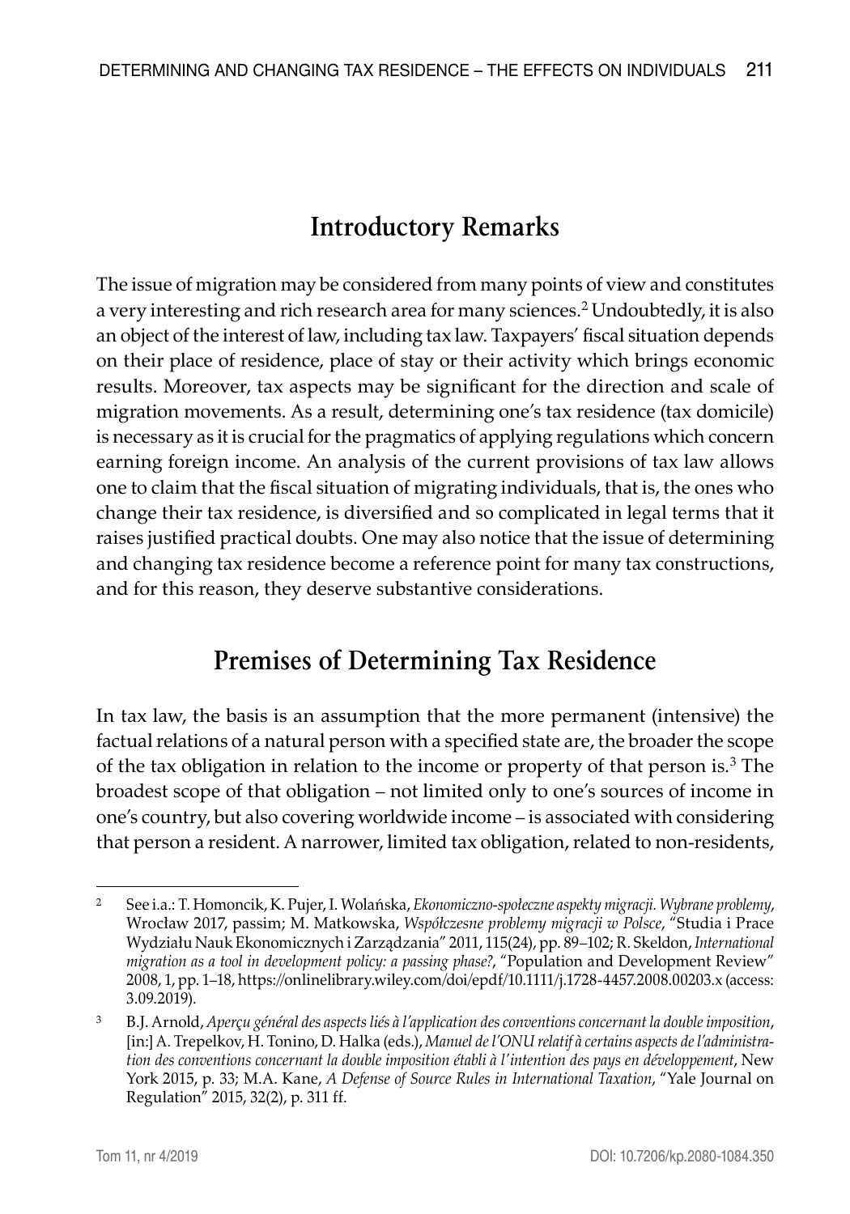## Introductory Remarks

The issue of migration may be considered from many points of view and constitutes a very interesting and rich research area for many sciences.[2] Undoubtedly, it is also an object of the interest of law, including tax law. Taxpayers' fiscal situation depends on their place of residence, place of stay or their activity which brings economic results. Moreover, tax aspects may be significant for the direction and scale of migration movements. As a result, determining one's tax residence (tax domicile) is necessary as it is crucial for the pragmatics of applying regulations which concern earning foreign income. An analysis of the current provisions of tax law allows one to claim that the fiscal situation of migrating individuals, that is, the ones who change their tax residence, is diversified and so complicated in legal terms that it raises justified practical doubts. One may also notice that the issue of determining and changing tax residence become a reference point for many tax constructions, and for this reason, they deserve substantive considerations.

## Premises of Determining Tax Residence

In tax law, the basis is an assumption that the more permanent (intensive) the factual relations of a natural person with a specified state are, the broader the scope of the tax obligation in relation to the income or property of that person is.[3] The broadest scope of that obligation – not limited only to one's sources of income in one's country, but also covering worldwide income – is associated with considering that person a resident. A narrower, limited tax obligation, related to non-residents,

---

[2] See i.a.: T. Homoncik, K. Pujer, I. Wolańska, *Ekonomiczno-społeczne aspekty migracji. Wybrane problemy*, Wrocław 2017, passim; M. Matkowska, *Współczesne problemy migracji w Polsce*, "Studia i Prace Wydziału Nauk Ekonomicznych i Zarządzania" 2011, 115(24), pp. 89–102; R. Skeldon, *International migration as a tool in development policy: a passing phase?*, "Population and Development Review" 2008, 1, pp. 1–18, https://onlinelibrary.wiley.com/doi/epdf/10.1111/j.1728-4457.2008.00203.x (access: 3.09.2019).

[3] B.J. Arnold, *Aperçu général des aspects liés à l'application des conventions concernant la double imposition*, [in:] A. Trepelkov, H. Tonino, D. Halka (eds.), *Manuel de l'ONU relatif à certains aspects de l'administration des conventions concernant la double imposition établi à l'intention des pays en développement*, New York 2015, p. 33; M.A. Kane, *A Defense of Source Rules in International Taxation*, "Yale Journal on Regulation" 2015, 32(2), p. 311 ff.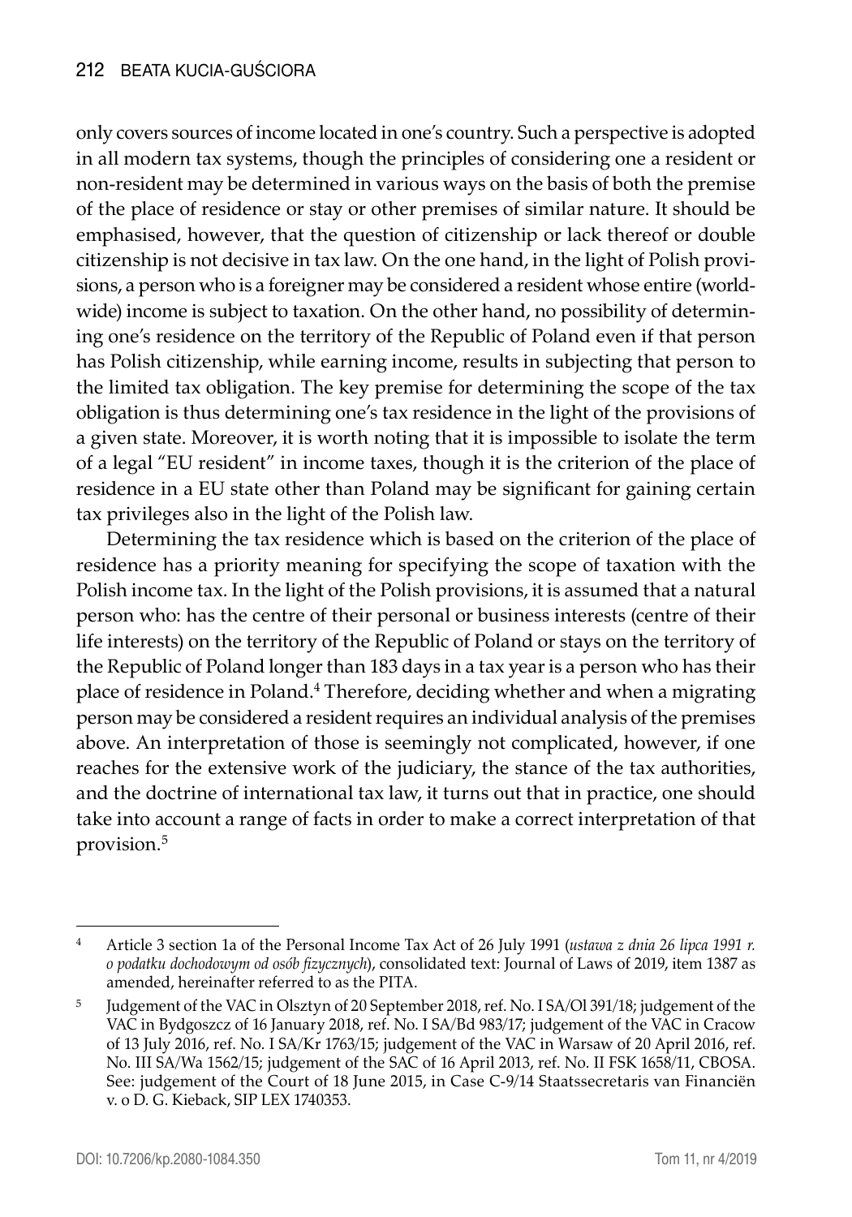only covers sources of income located in one's country. Such a perspective is adopted in all modern tax systems, though the principles of considering one a resident or non-resident may be determined in various ways on the basis of both the premise of the place of residence or stay or other premises of similar nature. It should be emphasised, however, that the question of citizenship or lack thereof or double citizenship is not decisive in tax law. On the one hand, in the light of Polish provisions, a person who is a foreigner may be considered a resident whose entire (worldwide) income is subject to taxation. On the other hand, no possibility of determining one's residence on the territory of the Republic of Poland even if that person has Polish citizenship, while earning income, results in subjecting that person to the limited tax obligation. The key premise for determining the scope of the tax obligation is thus determining one's tax residence in the light of the provisions of a given state. Moreover, it is worth noting that it is impossible to isolate the term of a legal "EU resident" in income taxes, though it is the criterion of the place of residence in a EU state other than Poland may be significant for gaining certain tax privileges also in the light of the Polish law.

Determining the tax residence which is based on the criterion of the place of residence has a priority meaning for specifying the scope of taxation with the Polish income tax. In the light of the Polish provisions, it is assumed that a natural person who: has the centre of their personal or business interests (centre of their life interests) on the territory of the Republic of Poland or stays on the territory of the Republic of Poland longer than 183 days in a tax year is a person who has their place of residence in Poland.[4] Therefore, deciding whether and when a migrating person may be considered a resident requires an individual analysis of the premises above. An interpretation of those is seemingly not complicated, however, if one reaches for the extensive work of the judiciary, the stance of the tax authorities, and the doctrine of international tax law, it turns out that in practice, one should take into account a range of facts in order to make a correct interpretation of that provision.[5]

---

[4] Article 3 section 1a of the Personal Income Tax Act of 26 July 1991 (*ustawa z dnia 26 lipca 1991 r. o podatku dochodowym od osób fizycznych*), consolidated text: Journal of Laws of 2019, item 1387 as amended, hereinafter referred to as the PITA.

[5] Judgement of the VAC in Olsztyn of 20 September 2018, ref. No. I SA/Ol 391/18; judgement of the VAC in Bydgoszcz of 16 January 2018, ref. No. I SA/Bd 983/17; judgement of the VAC in Cracow of 13 July 2016, ref. No. I SA/Kr 1763/15; judgement of the VAC in Warsaw of 20 April 2016, ref. No. III SA/Wa 1562/15; judgement of the SAC of 16 April 2013, ref. No. II FSK 1658/11, CBOSA. See: judgement of the Court of 18 June 2015, in Case C-9/14 Staatssecretaris van Financiën v. o D. G. Kieback, SIP LEX 1740353.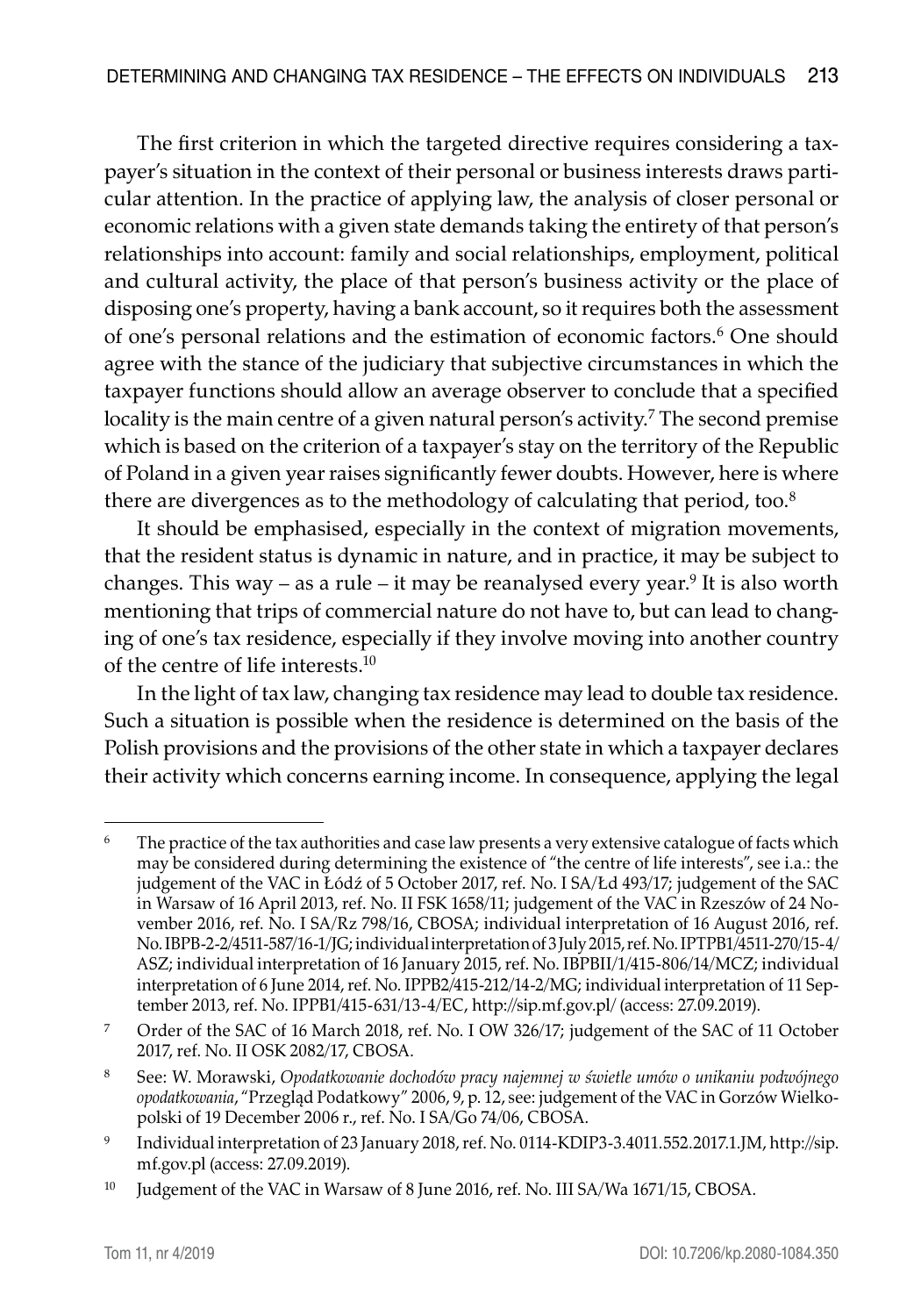The first criterion in which the targeted directive requires considering a taxpayer's situation in the context of their personal or business interests draws particular attention. In the practice of applying law, the analysis of closer personal or economic relations with a given state demands taking the entirety of that person's relationships into account: family and social relationships, employment, political and cultural activity, the place of that person's business activity or the place of disposing one's property, having a bank account, so it requires both the assessment of one's personal relations and the estimation of economic factors.[6] One should agree with the stance of the judiciary that subjective circumstances in which the taxpayer functions should allow an average observer to conclude that a specified locality is the main centre of a given natural person's activity.[7] The second premise which is based on the criterion of a taxpayer's stay on the territory of the Republic of Poland in a given year raises significantly fewer doubts. However, here is where there are divergences as to the methodology of calculating that period, too.[8]

It should be emphasised, especially in the context of migration movements, that the resident status is dynamic in nature, and in practice, it may be subject to changes. This way – as a rule – it may be reanalysed every year.[9] It is also worth mentioning that trips of commercial nature do not have to, but can lead to changing of one's tax residence, especially if they involve moving into another country of the centre of life interests.[10]

In the light of tax law, changing tax residence may lead to double tax residence. Such a situation is possible when the residence is determined on the basis of the Polish provisions and the provisions of the other state in which a taxpayer declares their activity which concerns earning income. In consequence, applying the legal

---

[6] The practice of the tax authorities and case law presents a very extensive catalogue of facts which may be considered during determining the existence of "the centre of life interests", see i.a.: the judgement of the VAC in Łódź of 5 October 2017, ref. No. I SA/Łd 493/17; judgement of the SAC in Warsaw of 16 April 2013, ref. No. II FSK 1658/11; judgement of the VAC in Rzeszów of 24 November 2016, ref. No. I SA/Rz 798/16, CBOSA; individual interpretation of 16 August 2016, ref. No. IBPB-2-2/4511-587/16-1/JG; individual interpretation of 3 July 2015, ref. No. IPTPB1/4511-270/15-4/ASZ; individual interpretation of 16 January 2015, ref. No. IBPBII/1/415-806/14/MCZ; individual interpretation of 6 June 2014, ref. No. IPPB2/415-212/14-2/MG; individual interpretation of 11 September 2013, ref. No. IPPB1/415-631/13-4/EC, http://sip.mf.gov.pl/ (access: 27.09.2019).

[7] Order of the SAC of 16 March 2018, ref. No. I OW 326/17; judgement of the SAC of 11 October 2017, ref. No. II OSK 2082/17, CBOSA.

[8] See: W. Morawski, *Opodatkowanie dochodów pracy najemnej w świetle umów o unikaniu podwójnego opodatkowania*, "Przegląd Podatkowy" 2006, 9, p. 12, see: judgement of the VAC in Gorzów Wielkopolski of 19 December 2006 r., ref. No. I SA/Go 74/06, CBOSA.

[9] Individual interpretation of 23 January 2018, ref. No. 0114-KDIP3-3.4011.552.2017.1.JM, http://sip.mf.gov.pl (access: 27.09.2019).

[10] Judgement of the VAC in Warsaw of 8 June 2016, ref. No. III SA/Wa 1671/15, CBOSA.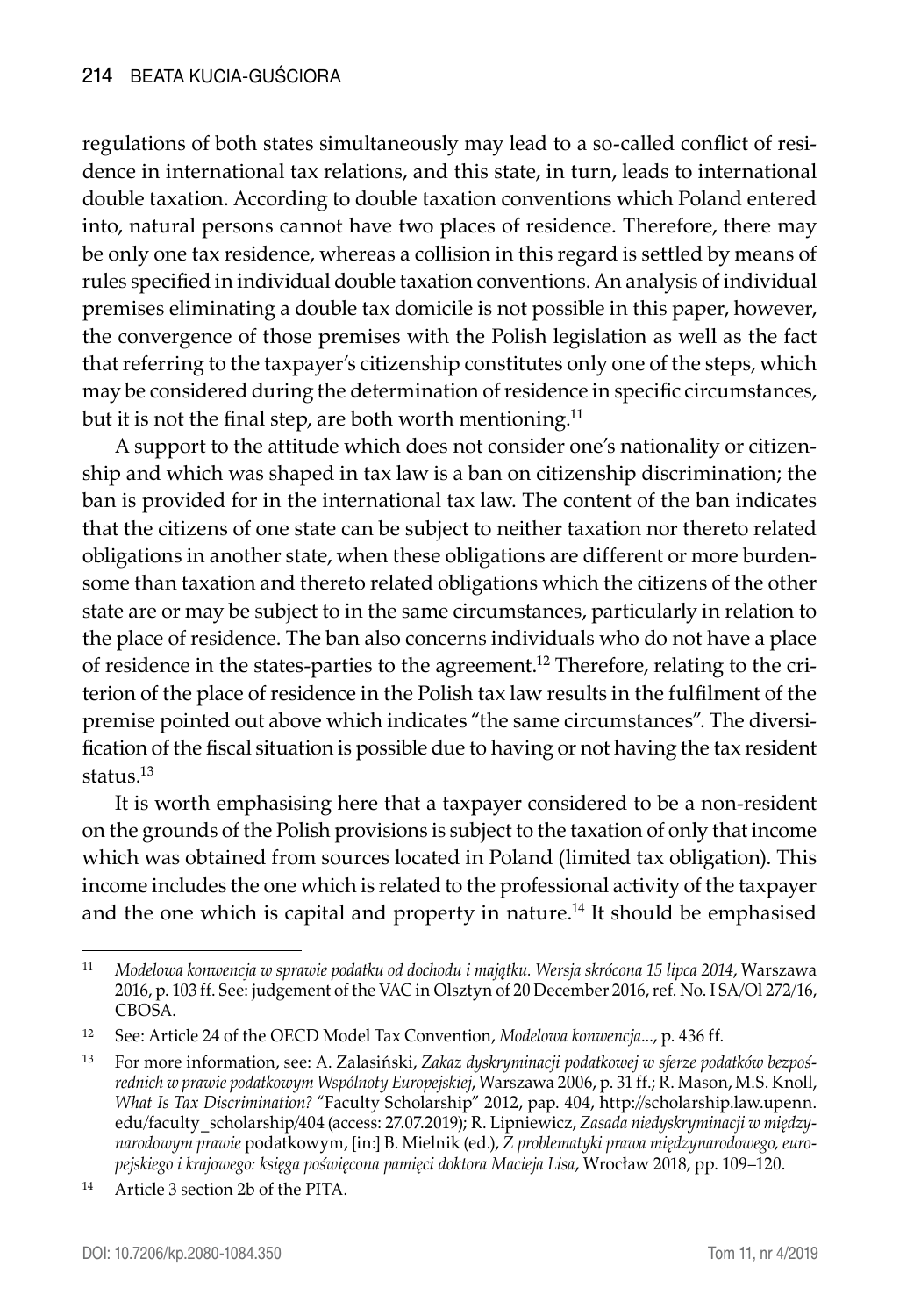regulations of both states simultaneously may lead to a so-called conflict of residence in international tax relations, and this state, in turn, leads to international double taxation. According to double taxation conventions which Poland entered into, natural persons cannot have two places of residence. Therefore, there may be only one tax residence, whereas a collision in this regard is settled by means of rules specified in individual double taxation conventions. An analysis of individual premises eliminating a double tax domicile is not possible in this paper, however, the convergence of those premises with the Polish legislation as well as the fact that referring to the taxpayer's citizenship constitutes only one of the steps, which may be considered during the determination of residence in specific circumstances, but it is not the final step, are both worth mentioning.[11]

A support to the attitude which does not consider one's nationality or citizenship and which was shaped in tax law is a ban on citizenship discrimination; the ban is provided for in the international tax law. The content of the ban indicates that the citizens of one state can be subject to neither taxation nor thereto related obligations in another state, when these obligations are different or more burdensome than taxation and thereto related obligations which the citizens of the other state are or may be subject to in the same circumstances, particularly in relation to the place of residence. The ban also concerns individuals who do not have a place of residence in the states-parties to the agreement.[12] Therefore, relating to the criterion of the place of residence in the Polish tax law results in the fulfilment of the premise pointed out above which indicates "the same circumstances". The diversification of the fiscal situation is possible due to having or not having the tax resident status.[13]

It is worth emphasising here that a taxpayer considered to be a non-resident on the grounds of the Polish provisions is subject to the taxation of only that income which was obtained from sources located in Poland (limited tax obligation). This income includes the one which is related to the professional activity of the taxpayer and the one which is capital and property in nature.[14] It should be emphasised

---

[11] *Modelowa konwencja w sprawie podatku od dochodu i majątku. Wersja skrócona 15 lipca 2014*, Warszawa 2016, p. 103 ff. See: judgement of the VAC in Olsztyn of 20 December 2016, ref. No. I SA/Ol 272/16, CBOSA.

[12] See: Article 24 of the OECD Model Tax Convention, *Modelowa konwencja*..., p. 436 ff.

[13] For more information, see: A. Zalasiński, *Zakaz dyskryminacji podatkowej w sferze podatków bezpośrednich w prawie podatkowym Wspólnoty Europejskiej*, Warszawa 2006, p. 31 ff.; R. Mason, M.S. Knoll, *What Is Tax Discrimination?* "Faculty Scholarship" 2012, pap. 404, http://scholarship.law.upenn.edu/faculty_scholarship/404 (access: 27.07.2019); R. Lipniewicz, *Zasada niedyskryminacji w międzynarodowym prawie* podatkowym, [in:] B. Mielnik (ed.), *Z problematyki prawa międzynarodowego, europejskiego i krajowego: księga poświęcona pamięci doktora Macieja Lisa*, Wrocław 2018, pp. 109–120.

[14] Article 3 section 2b of the PITA.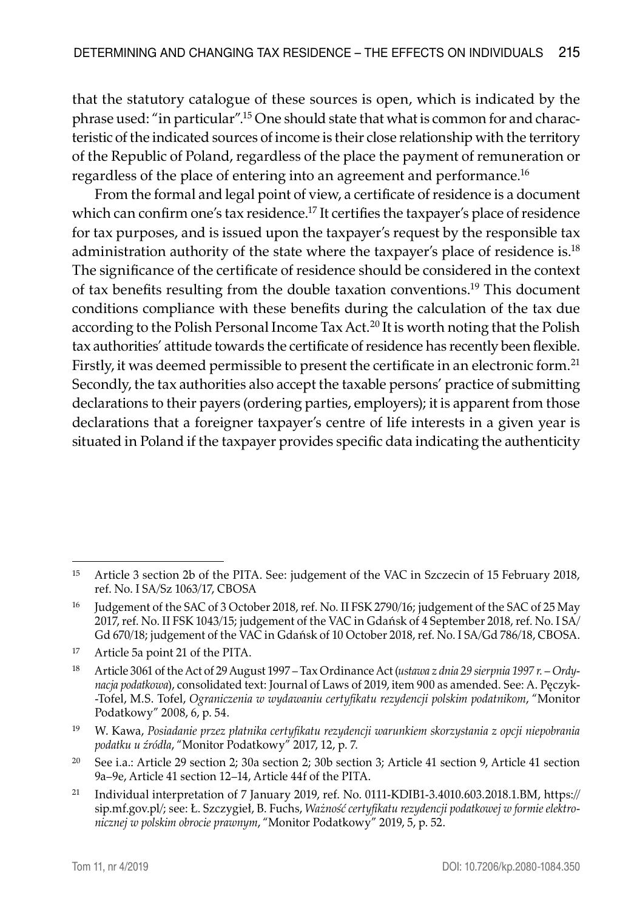that the statutory catalogue of these sources is open, which is indicated by the phrase used: "in particular".[15] One should state that what is common for and characteristic of the indicated sources of income is their close relationship with the territory of the Republic of Poland, regardless of the place the payment of remuneration or regardless of the place of entering into an agreement and performance.[16]

From the formal and legal point of view, a certificate of residence is a document which can confirm one's tax residence.[17] It certifies the taxpayer's place of residence for tax purposes, and is issued upon the taxpayer's request by the responsible tax administration authority of the state where the taxpayer's place of residence is.[18] The significance of the certificate of residence should be considered in the context of tax benefits resulting from the double taxation conventions.[19] This document conditions compliance with these benefits during the calculation of the tax due according to the Polish Personal Income Tax Act.[20] It is worth noting that the Polish tax authorities' attitude towards the certificate of residence has recently been flexible. Firstly, it was deemed permissible to present the certificate in an electronic form.[21] Secondly, the tax authorities also accept the taxable persons' practice of submitting declarations to their payers (ordering parties, employers); it is apparent from those declarations that a foreigner taxpayer's centre of life interests in a given year is situated in Poland if the taxpayer provides specific data indicating the authenticity

---

[15] Article 3 section 2b of the PITA. See: judgement of the VAC in Szczecin of 15 February 2018, ref. No. I SA/Sz 1063/17, CBOSA

[16] Judgement of the SAC of 3 October 2018, ref. No. II FSK 2790/16; judgement of the SAC of 25 May 2017, ref. No. II FSK 1043/15; judgement of the VAC in Gdańsk of 4 September 2018, ref. No. I SA/Gd 670/18; judgement of the VAC in Gdańsk of 10 October 2018, ref. No. I SA/Gd 786/18, CBOSA.

[17] Article 5a point 21 of the PITA.

[18] Article 3061 of the Act of 29 August 1997 – Tax Ordinance Act (*ustawa z dnia 29 sierpnia 1997 r. – Ordynacja podatkowa*), consolidated text: Journal of Laws of 2019, item 900 as amended. See: A. Pęczyk-Tofel, M.S. Tofel, *Ograniczenia w wydawaniu certyfikatu rezydencji polskim podatnikom*, "Monitor Podatkowy" 2008, 6, p. 54.

[19] W. Kawa, *Posiadanie przez płatnika certyfikatu rezydencji warunkiem skorzystania z opcji niepobrania podatku u źródła*, "Monitor Podatkowy" 2017, 12, p. 7.

[20] See i.a.: Article 29 section 2; 30a section 2; 30b section 3; Article 41 section 9, Article 41 section 9a–9e, Article 41 section 12–14, Article 44f of the PITA.

[21] Individual interpretation of 7 January 2019, ref. No. 0111-KDIB1-3.4010.603.2018.1.BM, https://sip.mf.gov.pl/; see: Ł. Szczygieł, B. Fuchs, *Ważność certyfikatu rezydencji podatkowej w formie elektronicznej w polskim obrocie prawnym*, "Monitor Podatkowy" 2019, 5, p. 52.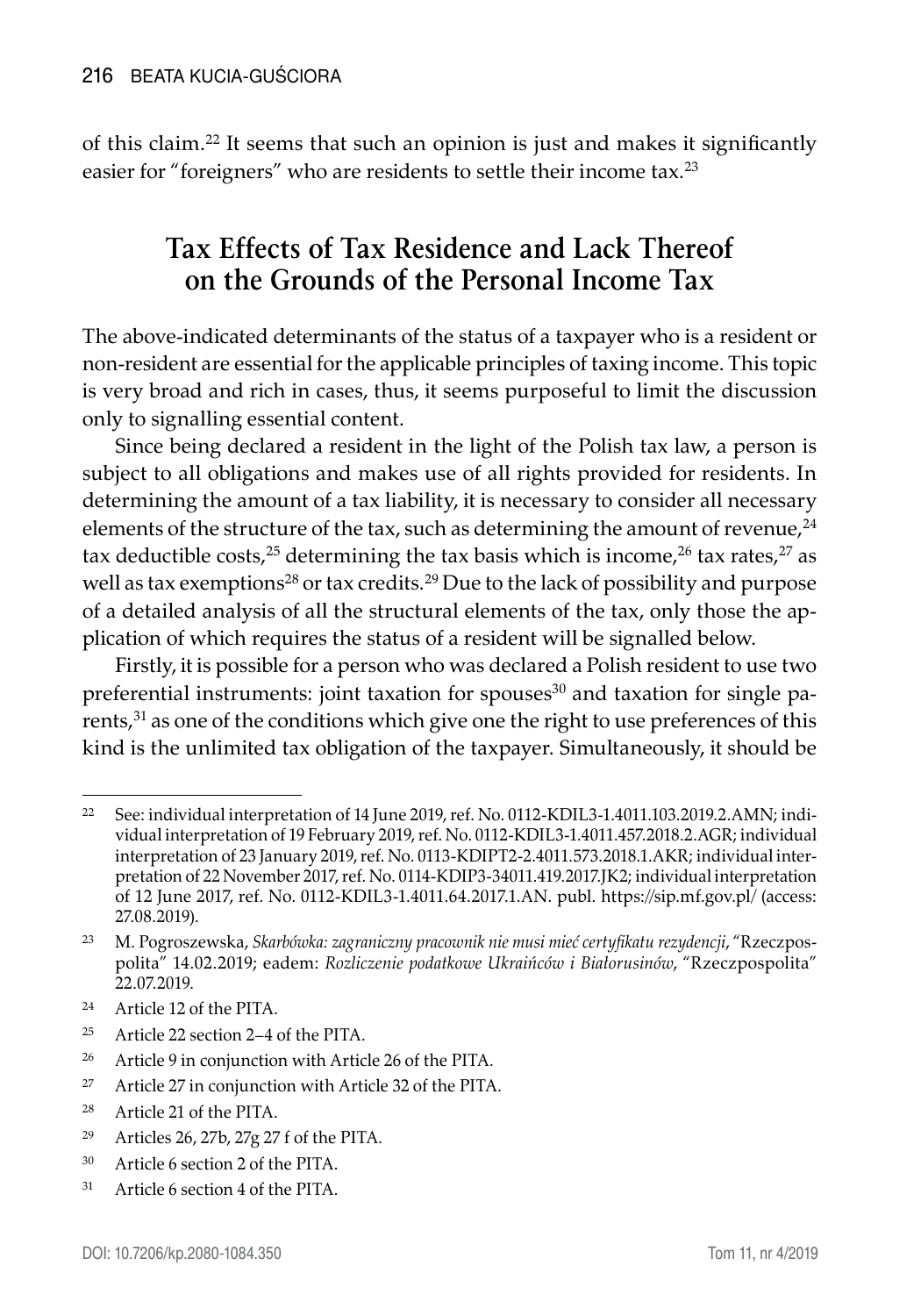of this claim.[22] It seems that such an opinion is just and makes it significantly easier for "foreigners" who are residents to settle their income tax.[23]

## Tax Effects of Tax Residence and Lack Thereof on the Grounds of the Personal Income Tax

The above-indicated determinants of the status of a taxpayer who is a resident or non-resident are essential for the applicable principles of taxing income. This topic is very broad and rich in cases, thus, it seems purposeful to limit the discussion only to signalling essential content.

Since being declared a resident in the light of the Polish tax law, a person is subject to all obligations and makes use of all rights provided for residents. In determining the amount of a tax liability, it is necessary to consider all necessary elements of the structure of the tax, such as determining the amount of revenue,[24] tax deductible costs,[25] determining the tax basis which is income,[26] tax rates,[27] as well as tax exemptions[28] or tax credits.[29] Due to the lack of possibility and purpose of a detailed analysis of all the structural elements of the tax, only those the application of which requires the status of a resident will be signalled below.

Firstly, it is possible for a person who was declared a Polish resident to use two preferential instruments: joint taxation for spouses[30] and taxation for single parents,[31] as one of the conditions which give one the right to use preferences of this kind is the unlimited tax obligation of the taxpayer. Simultaneously, it should be

---

[22] See: individual interpretation of 14 June 2019, ref. No. 0112-KDIL3-1.4011.103.2019.2.AMN; individual interpretation of 19 February 2019, ref. No. 0112-KDIL3-1.4011.457.2018.2.AGR; individual interpretation of 23 January 2019, ref. No. 0113-KDIPT2-2.4011.573.2018.1.AKR; individual interpretation of 22 November 2017, ref. No. 0114-KDIP3-34011.419.2017.JK2; individual interpretation of 12 June 2017, ref. No. 0112-KDIL3-1.4011.64.2017.1.AN. publ. https://sip.mf.gov.pl/ (access: 27.08.2019).

[23] M. Pogroszewska, *Skarbówka: zagraniczny pracownik nie musi mieć certyfikatu rezydencji*, "Rzeczpospolita" 14.02.2019; eadem: *Rozliczenie podatkowe Ukraińców i Białorusinów*, "Rzeczpospolita" 22.07.2019.

[24] Article 12 of the PITA.

[25] Article 22 section 2–4 of the PITA.

[26] Article 9 in conjunction with Article 26 of the PITA.

[27] Article 27 in conjunction with Article 32 of the PITA.

[28] Article 21 of the PITA.

[29] Articles 26, 27b, 27g 27 f of the PITA.

[30] Article 6 section 2 of the PITA.

[31] Article 6 section 4 of the PITA.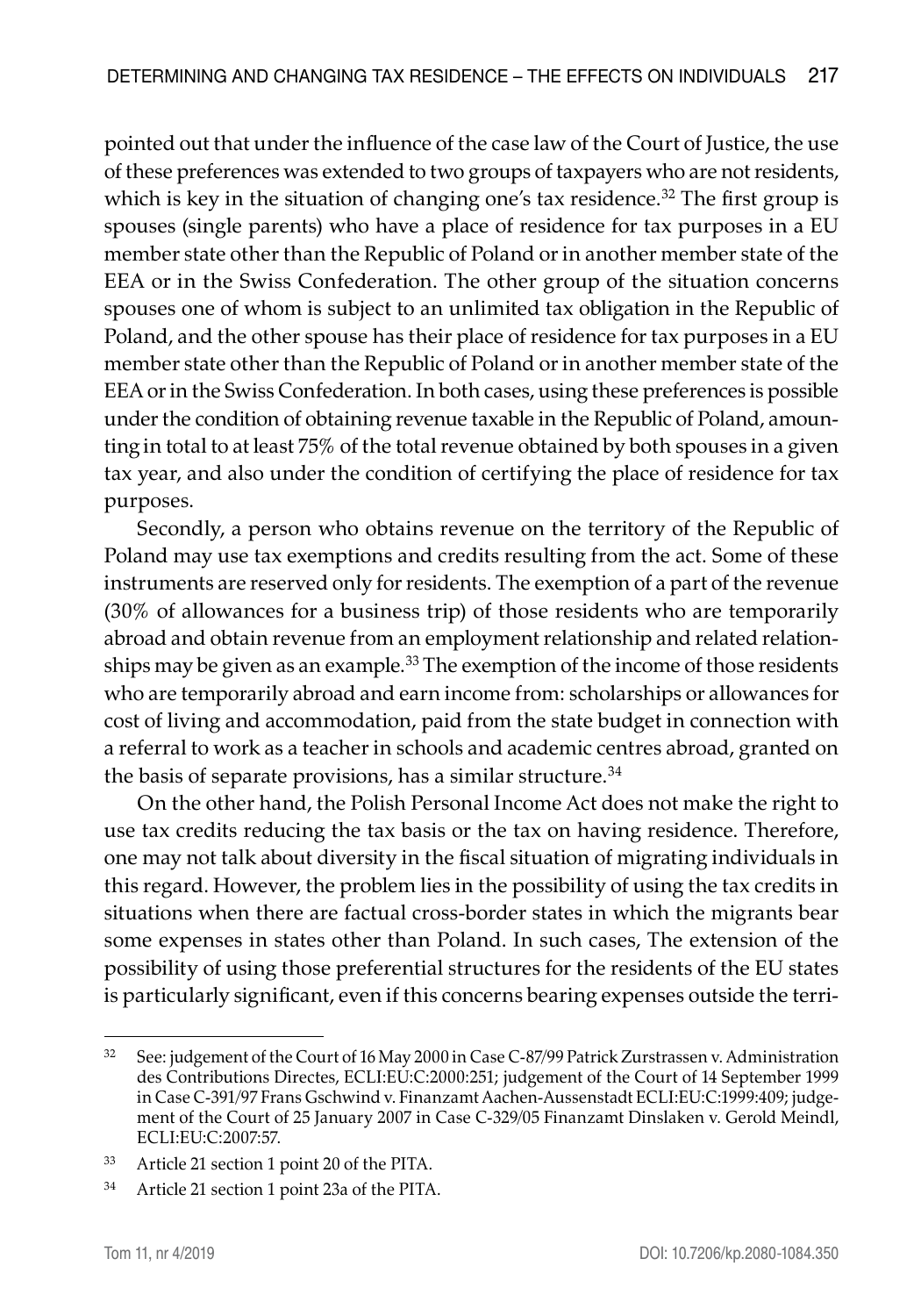pointed out that under the influence of the case law of the Court of Justice, the use of these preferences was extended to two groups of taxpayers who are not residents, which is key in the situation of changing one's tax residence.[32] The first group is spouses (single parents) who have a place of residence for tax purposes in a EU member state other than the Republic of Poland or in another member state of the EEA or in the Swiss Confederation. The other group of the situation concerns spouses one of whom is subject to an unlimited tax obligation in the Republic of Poland, and the other spouse has their place of residence for tax purposes in a EU member state other than the Republic of Poland or in another member state of the EEA or in the Swiss Confederation. In both cases, using these preferences is possible under the condition of obtaining revenue taxable in the Republic of Poland, amounting in total to at least 75% of the total revenue obtained by both spouses in a given tax year, and also under the condition of certifying the place of residence for tax purposes.

Secondly, a person who obtains revenue on the territory of the Republic of Poland may use tax exemptions and credits resulting from the act. Some of these instruments are reserved only for residents. The exemption of a part of the revenue (30% of allowances for a business trip) of those residents who are temporarily abroad and obtain revenue from an employment relationship and related relationships may be given as an example.[33] The exemption of the income of those residents who are temporarily abroad and earn income from: scholarships or allowances for cost of living and accommodation, paid from the state budget in connection with a referral to work as a teacher in schools and academic centres abroad, granted on the basis of separate provisions, has a similar structure.[34]

On the other hand, the Polish Personal Income Act does not make the right to use tax credits reducing the tax basis or the tax on having residence. Therefore, one may not talk about diversity in the fiscal situation of migrating individuals in this regard. However, the problem lies in the possibility of using the tax credits in situations when there are factual cross-border states in which the migrants bear some expenses in states other than Poland. In such cases, The extension of the possibility of using those preferential structures for the residents of the EU states is particularly significant, even if this concerns bearing expenses outside the terri-

---

[32] See: judgement of the Court of 16 May 2000 in Case C-87/99 Patrick Zurstrassen v. Administration des Contributions Directes, ECLI:EU:C:2000:251; judgement of the Court of 14 September 1999 in Case C-391/97 Frans Gschwind v. Finanzamt Aachen-Aussenstadt ECLI:EU:C:1999:409; judgement of the Court of 25 January 2007 in Case C-329/05 Finanzamt Dinslaken v. Gerold Meindl, ECLI:EU:C:2007:57.

[33] Article 21 section 1 point 20 of the PITA.

[34] Article 21 section 1 point 23a of the PITA.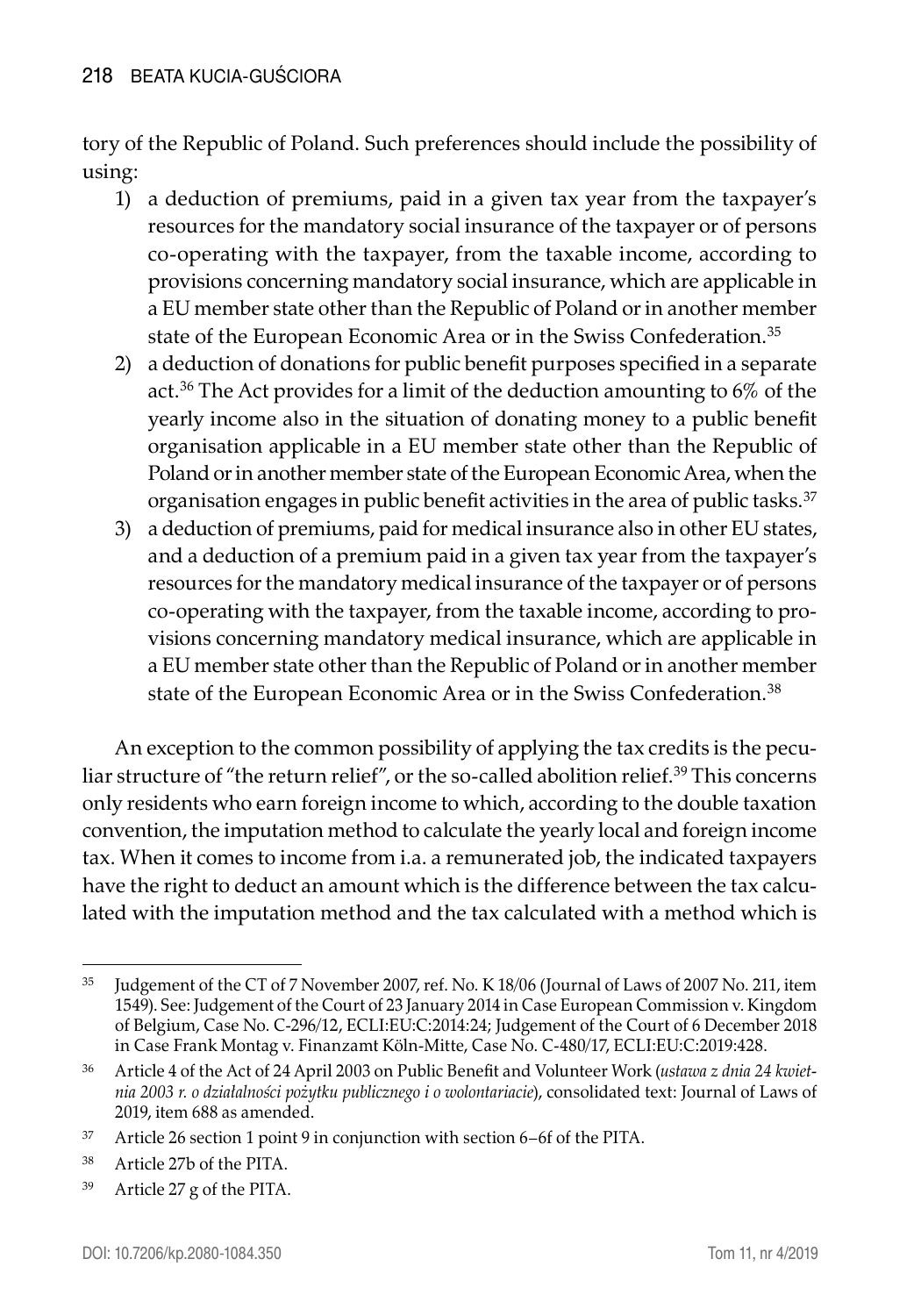tory of the Republic of Poland. Such preferences should include the possibility of using:

1) a deduction of premiums, paid in a given tax year from the taxpayer's resources for the mandatory social insurance of the taxpayer or of persons co-operating with the taxpayer, from the taxable income, according to provisions concerning mandatory social insurance, which are applicable in a EU member state other than the Republic of Poland or in another member state of the European Economic Area or in the Swiss Confederation.[35]
2) a deduction of donations for public benefit purposes specified in a separate act.[36] The Act provides for a limit of the deduction amounting to 6% of the yearly income also in the situation of donating money to a public benefit organisation applicable in a EU member state other than the Republic of Poland or in another member state of the European Economic Area, when the organisation engages in public benefit activities in the area of public tasks.[37]
3) a deduction of premiums, paid for medical insurance also in other EU states, and a deduction of a premium paid in a given tax year from the taxpayer's resources for the mandatory medical insurance of the taxpayer or of persons co-operating with the taxpayer, from the taxable income, according to provisions concerning mandatory medical insurance, which are applicable in a EU member state other than the Republic of Poland or in another member state of the European Economic Area or in the Swiss Confederation.[38]

An exception to the common possibility of applying the tax credits is the peculiar structure of "the return relief", or the so-called abolition relief.[39] This concerns only residents who earn foreign income to which, according to the double taxation convention, the imputation method to calculate the yearly local and foreign income tax. When it comes to income from i.a. a remunerated job, the indicated taxpayers have the right to deduct an amount which is the difference between the tax calculated with the imputation method and the tax calculated with a method which is

---

[35] Judgement of the CT of 7 November 2007, ref. No. K 18/06 (Journal of Laws of 2007 No. 211, item 1549). See: Judgement of the Court of 23 January 2014 in Case European Commission v. Kingdom of Belgium, Case No. C-296/12, ECLI:EU:C:2014:24; Judgement of the Court of 6 December 2018 in Case Frank Montag v. Finanzamt Köln-Mitte, Case No. C-480/17, ECLI:EU:C:2019:428.

[36] Article 4 of the Act of 24 April 2003 on Public Benefit and Volunteer Work (*ustawa z dnia 24 kwietnia 2003 r. o działalności pożytku publicznego i o wolontariacie*), consolidated text: Journal of Laws of 2019, item 688 as amended.

[37] Article 26 section 1 point 9 in conjunction with section 6–6f of the PITA.

[38] Article 27b of the PITA.

[39] Article 27 g of the PITA.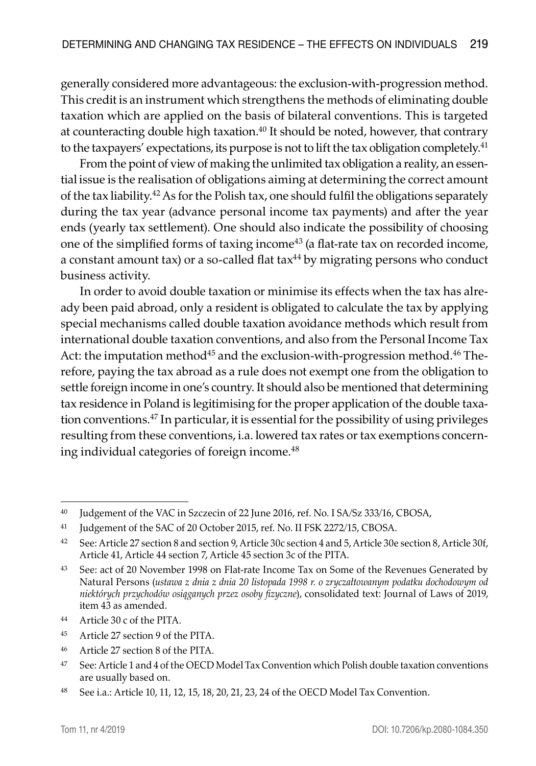generally considered more advantageous: the exclusion-with-progression method. This credit is an instrument which strengthens the methods of eliminating double taxation which are applied on the basis of bilateral conventions. This is targeted at counteracting double high taxation.[40] It should be noted, however, that contrary to the taxpayers' expectations, its purpose is not to lift the tax obligation completely.[41]

From the point of view of making the unlimited tax obligation a reality, an essential issue is the realisation of obligations aiming at determining the correct amount of the tax liability.[42] As for the Polish tax, one should fulfil the obligations separately during the tax year (advance personal income tax payments) and after the year ends (yearly tax settlement). One should also indicate the possibility of choosing one of the simplified forms of taxing income[43] (a flat-rate tax on recorded income, a constant amount tax) or a so-called flat tax[44] by migrating persons who conduct business activity.

In order to avoid double taxation or minimise its effects when the tax has already been paid abroad, only a resident is obligated to calculate the tax by applying special mechanisms called double taxation avoidance methods which result from international double taxation conventions, and also from the Personal Income Tax Act: the imputation method[45] and the exclusion-with-progression method.[46] Therefore, paying the tax abroad as a rule does not exempt one from the obligation to settle foreign income in one's country. It should also be mentioned that determining tax residence in Poland is legitimising for the proper application of the double taxation conventions.[47] In particular, it is essential for the possibility of using privileges resulting from these conventions, i.a. lowered tax rates or tax exemptions concerning individual categories of foreign income.[48]

---

[40] Judgement of the VAC in Szczecin of 22 June 2016, ref. No. I SA/Sz 333/16, CBOSA,

[41] Judgement of the SAC of 20 October 2015, ref. No. II FSK 2272/15, CBOSA.

[42] See: Article 27 section 8 and section 9, Article 30c section 4 and 5, Article 30e section 8, Article 30f, Article 41, Article 44 section 7, Article 45 section 3c of the PITA.

[43] See: act of 20 November 1998 on Flat-rate Income Tax on Some of the Revenues Generated by Natural Persons (*ustawa z dnia z dnia 20 listopada 1998 r. o zryczałtowanym podatku dochodowym od niektórych przychodów osiąganych przez osoby fizyczne*), consolidated text: Journal of Laws of 2019, item 43 as amended.

[44] Article 30 c of the PITA.

[45] Article 27 section 9 of the PITA.

[46] Article 27 section 8 of the PITA.

[47] See: Article 1 and 4 of the OECD Model Tax Convention which Polish double taxation conventions are usually based on.

[48] See i.a.: Article 10, 11, 12, 15, 18, 20, 21, 23, 24 of the OECD Model Tax Convention.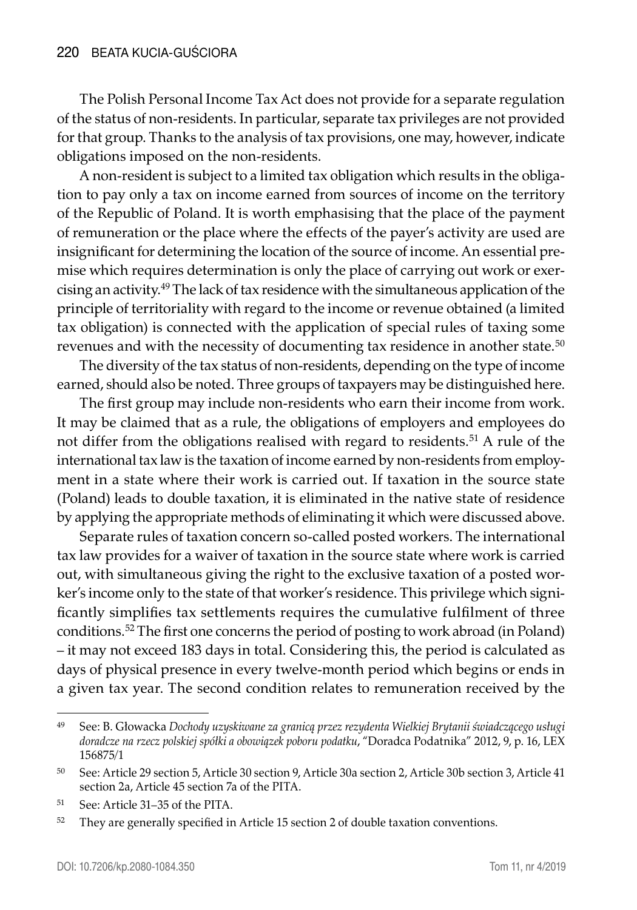The Polish Personal Income Tax Act does not provide for a separate regulation of the status of non-residents. In particular, separate tax privileges are not provided for that group. Thanks to the analysis of tax provisions, one may, however, indicate obligations imposed on the non-residents.

A non-resident is subject to a limited tax obligation which results in the obligation to pay only a tax on income earned from sources of income on the territory of the Republic of Poland. It is worth emphasising that the place of the payment of remuneration or the place where the effects of the payer's activity are used are insignificant for determining the location of the source of income. An essential premise which requires determination is only the place of carrying out work or exercising an activity.[49] The lack of tax residence with the simultaneous application of the principle of territoriality with regard to the income or revenue obtained (a limited tax obligation) is connected with the application of special rules of taxing some revenues and with the necessity of documenting tax residence in another state.[50]

The diversity of the tax status of non-residents, depending on the type of income earned, should also be noted. Three groups of taxpayers may be distinguished here.

The first group may include non-residents who earn their income from work. It may be claimed that as a rule, the obligations of employers and employees do not differ from the obligations realised with regard to residents.[51] A rule of the international tax law is the taxation of income earned by non-residents from employment in a state where their work is carried out. If taxation in the source state (Poland) leads to double taxation, it is eliminated in the native state of residence by applying the appropriate methods of eliminating it which were discussed above.

Separate rules of taxation concern so-called posted workers. The international tax law provides for a waiver of taxation in the source state where work is carried out, with simultaneous giving the right to the exclusive taxation of a posted worker's income only to the state of that worker's residence. This privilege which significantly simplifies tax settlements requires the cumulative fulfilment of three conditions.[52] The first one concerns the period of posting to work abroad (in Poland) – it may not exceed 183 days in total. Considering this, the period is calculated as days of physical presence in every twelve-month period which begins or ends in a given tax year. The second condition relates to remuneration received by the

---

[49] See: B. Głowacka *Dochody uzyskiwane za granicą przez rezydenta Wielkiej Brytanii świadczącego usługi doradcze na rzecz polskiej spółki a obowiązek poboru podatku*, "Doradca Podatnika" 2012, 9, p. 16, LEX 156875/1

[50] See: Article 29 section 5, Article 30 section 9, Article 30a section 2, Article 30b section 3, Article 41 section 2a, Article 45 section 7a of the PITA.

[51] See: Article 31–35 of the PITA.

[52] They are generally specified in Article 15 section 2 of double taxation conventions.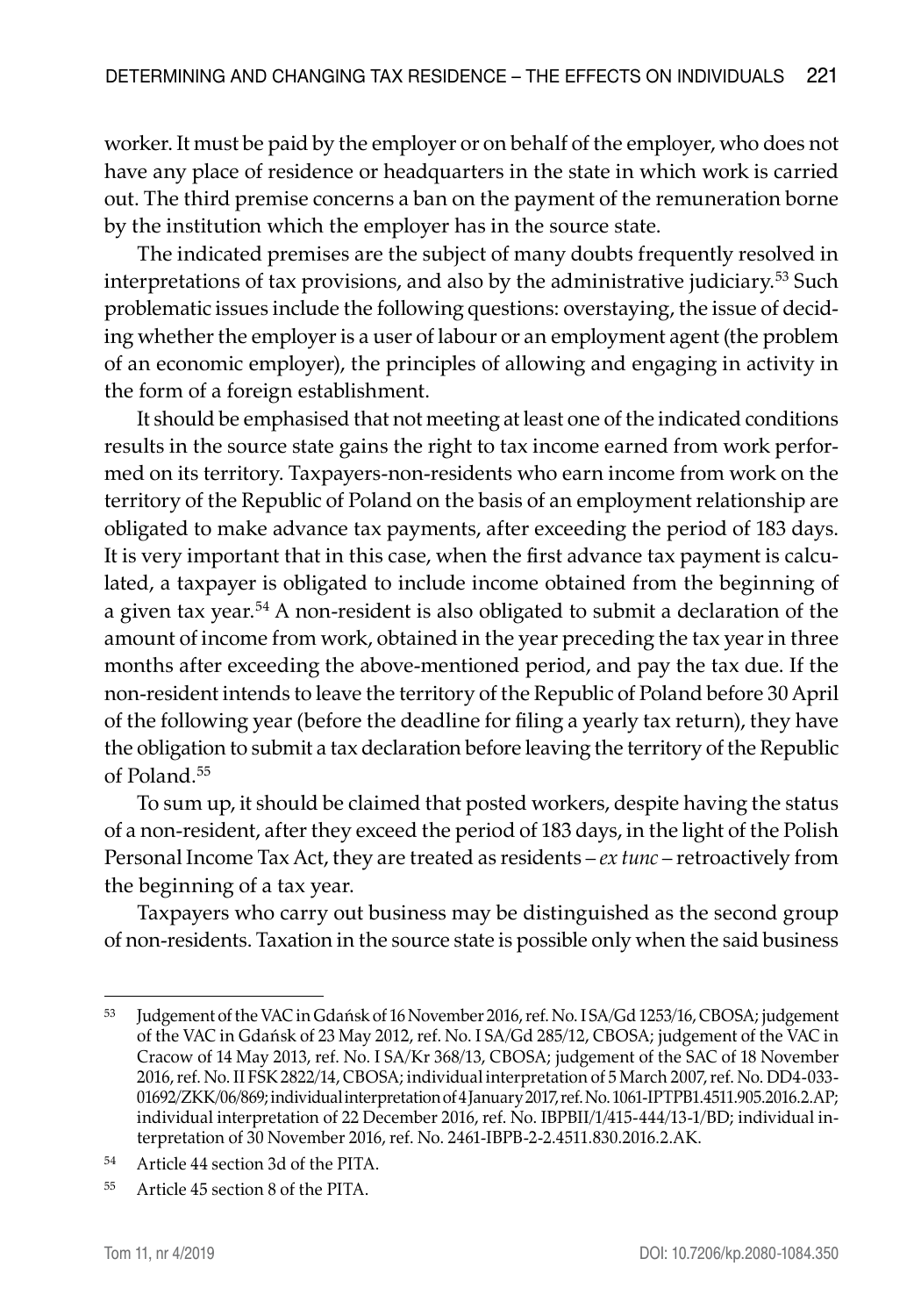worker. It must be paid by the employer or on behalf of the employer, who does not have any place of residence or headquarters in the state in which work is carried out. The third premise concerns a ban on the payment of the remuneration borne by the institution which the employer has in the source state.

The indicated premises are the subject of many doubts frequently resolved in interpretations of tax provisions, and also by the administrative judiciary.[53] Such problematic issues include the following questions: overstaying, the issue of deciding whether the employer is a user of labour or an employment agent (the problem of an economic employer), the principles of allowing and engaging in activity in the form of a foreign establishment.

It should be emphasised that not meeting at least one of the indicated conditions results in the source state gains the right to tax income earned from work performed on its territory. Taxpayers-non-residents who earn income from work on the territory of the Republic of Poland on the basis of an employment relationship are obligated to make advance tax payments, after exceeding the period of 183 days. It is very important that in this case, when the first advance tax payment is calculated, a taxpayer is obligated to include income obtained from the beginning of a given tax year.[54] A non-resident is also obligated to submit a declaration of the amount of income from work, obtained in the year preceding the tax year in three months after exceeding the above-mentioned period, and pay the tax due. If the non-resident intends to leave the territory of the Republic of Poland before 30 April of the following year (before the deadline for filing a yearly tax return), they have the obligation to submit a tax declaration before leaving the territory of the Republic of Poland.[55]

To sum up, it should be claimed that posted workers, despite having the status of a non-resident, after they exceed the period of 183 days, in the light of the Polish Personal Income Tax Act, they are treated as residents – *ex tunc* – retroactively from the beginning of a tax year.

Taxpayers who carry out business may be distinguished as the second group of non-residents. Taxation in the source state is possible only when the said business

---

[53] Judgement of the VAC in Gdańsk of 16 November 2016, ref. No. I SA/Gd 1253/16, CBOSA; judgement of the VAC in Gdańsk of 23 May 2012, ref. No. I SA/Gd 285/12, CBOSA; judgement of the VAC in Cracow of 14 May 2013, ref. No. I SA/Kr 368/13, CBOSA; judgement of the SAC of 18 November 2016, ref. No. II FSK 2822/14, CBOSA; individual interpretation of 5 March 2007, ref. No. DD4-033-01692/ZKK/06/869; individual interpretation of 4 January 2017, ref. No. 1061-IPTPB1.4511.905.2016.2.AP; individual interpretation of 22 December 2016, ref. No. IBPBII/1/415-444/13-1/BD; individual interpretation of 30 November 2016, ref. No. 2461-IBPB-2-2.4511.830.2016.2.AK.

[54] Article 44 section 3d of the PITA.

[55] Article 45 section 8 of the PITA.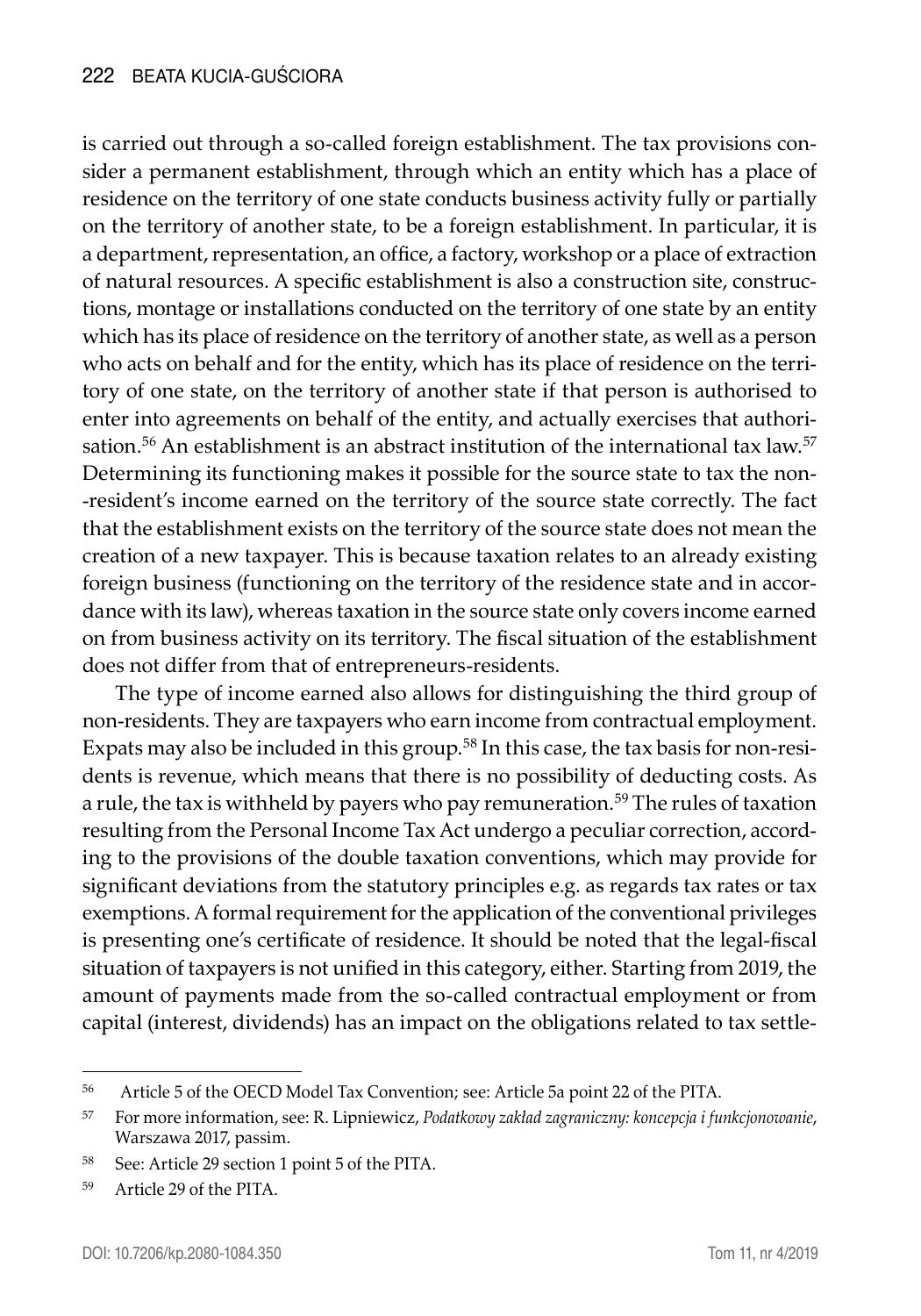is carried out through a so-called foreign establishment. The tax provisions consider a permanent establishment, through which an entity which has a place of residence on the territory of one state conducts business activity fully or partially on the territory of another state, to be a foreign establishment. In particular, it is a department, representation, an office, a factory, workshop or a place of extraction of natural resources. A specific establishment is also a construction site, constructions, montage or installations conducted on the territory of one state by an entity which has its place of residence on the territory of another state, as well as a person who acts on behalf and for the entity, which has its place of residence on the territory of one state, on the territory of another state if that person is authorised to enter into agreements on behalf of the entity, and actually exercises that authorisation.[56] An establishment is an abstract institution of the international tax law.[57] Determining its functioning makes it possible for the source state to tax the non-resident's income earned on the territory of the source state correctly. The fact that the establishment exists on the territory of the source state does not mean the creation of a new taxpayer. This is because taxation relates to an already existing foreign business (functioning on the territory of the residence state and in accordance with its law), whereas taxation in the source state only covers income earned on from business activity on its territory. The fiscal situation of the establishment does not differ from that of entrepreneurs-residents.

The type of income earned also allows for distinguishing the third group of non-residents. They are taxpayers who earn income from contractual employment. Expats may also be included in this group.[58] In this case, the tax basis for non-residents is revenue, which means that there is no possibility of deducting costs. As a rule, the tax is withheld by payers who pay remuneration.[59] The rules of taxation resulting from the Personal Income Tax Act undergo a peculiar correction, according to the provisions of the double taxation conventions, which may provide for significant deviations from the statutory principles e.g. as regards tax rates or tax exemptions. A formal requirement for the application of the conventional privileges is presenting one's certificate of residence. It should be noted that the legal-fiscal situation of taxpayers is not unified in this category, either. Starting from 2019, the amount of payments made from the so-called contractual employment or from capital (interest, dividends) has an impact on the obligations related to tax settle-

---

[56] Article 5 of the OECD Model Tax Convention; see: Article 5a point 22 of the PITA.

[57] For more information, see: R. Lipniewicz, *Podatkowy zakład zagraniczny: koncepcja i funkcjonowanie*, Warszawa 2017, passim.

[58] See: Article 29 section 1 point 5 of the PITA.

[59] Article 29 of the PITA.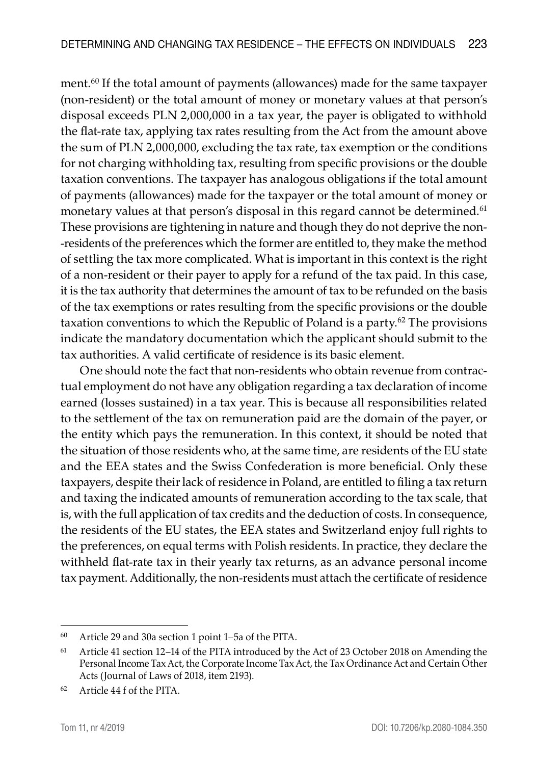ment.[60] If the total amount of payments (allowances) made for the same taxpayer (non-resident) or the total amount of money or monetary values at that person's disposal exceeds PLN 2,000,000 in a tax year, the payer is obligated to withhold the flat-rate tax, applying tax rates resulting from the Act from the amount above the sum of PLN 2,000,000, excluding the tax rate, tax exemption or the conditions for not charging withholding tax, resulting from specific provisions or the double taxation conventions. The taxpayer has analogous obligations if the total amount of payments (allowances) made for the taxpayer or the total amount of money or monetary values at that person's disposal in this regard cannot be determined.[61] These provisions are tightening in nature and though they do not deprive the non-residents of the preferences which the former are entitled to, they make the method of settling the tax more complicated. What is important in this context is the right of a non-resident or their payer to apply for a refund of the tax paid. In this case, it is the tax authority that determines the amount of tax to be refunded on the basis of the tax exemptions or rates resulting from the specific provisions or the double taxation conventions to which the Republic of Poland is a party.[62] The provisions indicate the mandatory documentation which the applicant should submit to the tax authorities. A valid certificate of residence is its basic element.

One should note the fact that non-residents who obtain revenue from contractual employment do not have any obligation regarding a tax declaration of income earned (losses sustained) in a tax year. This is because all responsibilities related to the settlement of the tax on remuneration paid are the domain of the payer, or the entity which pays the remuneration. In this context, it should be noted that the situation of those residents who, at the same time, are residents of the EU state and the EEA states and the Swiss Confederation is more beneficial. Only these taxpayers, despite their lack of residence in Poland, are entitled to filing a tax return and taxing the indicated amounts of remuneration according to the tax scale, that is, with the full application of tax credits and the deduction of costs. In consequence, the residents of the EU states, the EEA states and Switzerland enjoy full rights to the preferences, on equal terms with Polish residents. In practice, they declare the withheld flat-rate tax in their yearly tax returns, as an advance personal income tax payment. Additionally, the non-residents must attach the certificate of residence

---

[60] Article 29 and 30a section 1 point 1–5a of the PITA.

[61] Article 41 section 12–14 of the PITA introduced by the Act of 23 October 2018 on Amending the Personal Income Tax Act, the Corporate Income Tax Act, the Tax Ordinance Act and Certain Other Acts (Journal of Laws of 2018, item 2193).

[62] Article 44 f of the PITA.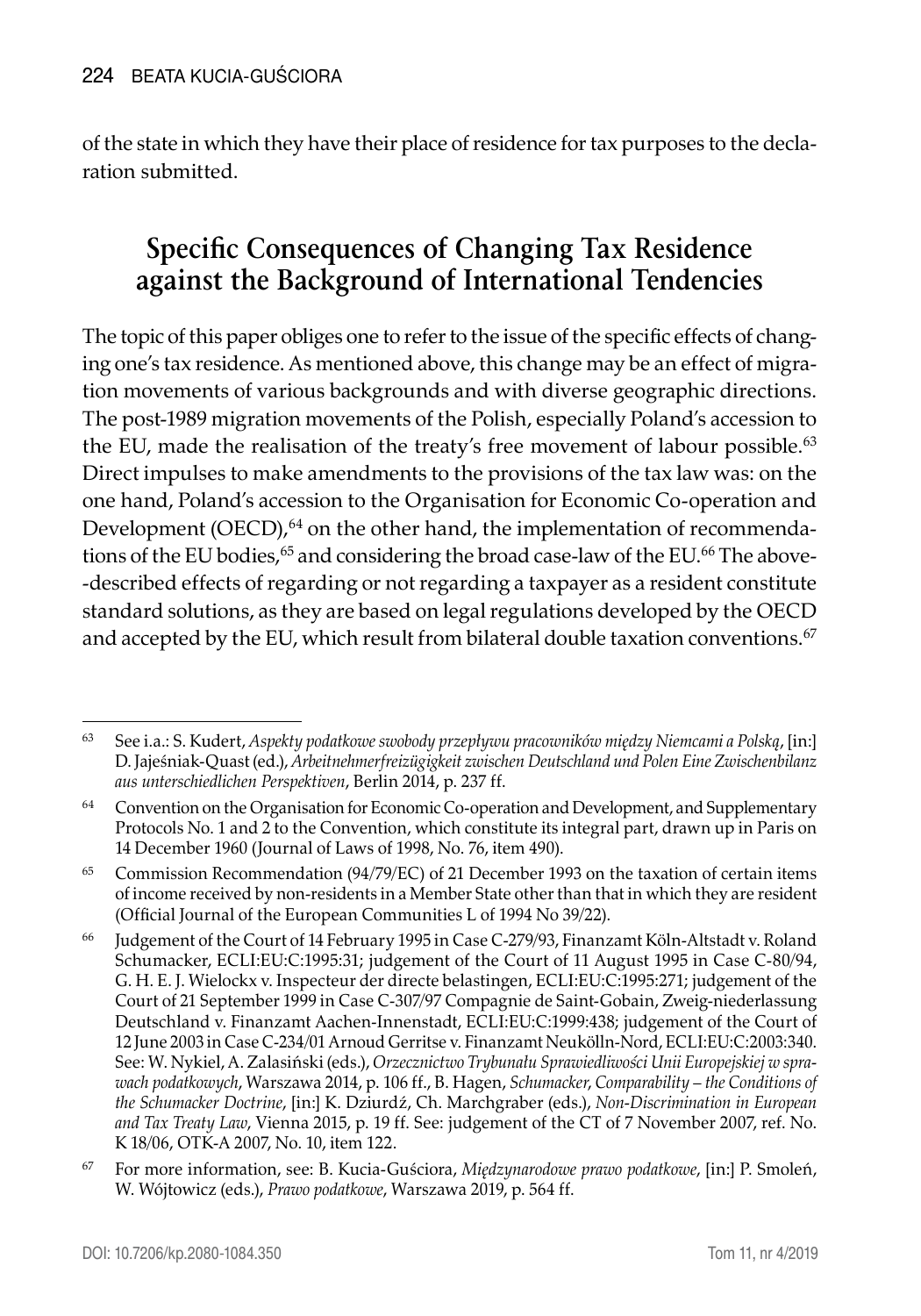of the state in which they have their place of residence for tax purposes to the declaration submitted.

## Specific Consequences of Changing Tax Residence against the Background of International Tendencies

The topic of this paper obliges one to refer to the issue of the specific effects of changing one's tax residence. As mentioned above, this change may be an effect of migration movements of various backgrounds and with diverse geographic directions. The post-1989 migration movements of the Polish, especially Poland's accession to the EU, made the realisation of the treaty's free movement of labour possible.[63] Direct impulses to make amendments to the provisions of the tax law was: on the one hand, Poland's accession to the Organisation for Economic Co-operation and Development (OECD),[64] on the other hand, the implementation of recommendations of the EU bodies,[65] and considering the broad case-law of the EU.[66] The above-described effects of regarding or not regarding a taxpayer as a resident constitute standard solutions, as they are based on legal regulations developed by the OECD and accepted by the EU, which result from bilateral double taxation conventions.[67]

---

[63] See i.a.: S. Kudert, *Aspekty podatkowe swobody przepływu pracowników między Niemcami a Polską*, [in:] D. Jajeśniak-Quast (ed.), *Arbeitnehmerfreizügigkeit zwischen Deutschland und Polen Eine Zwischenbilanz aus unterschiedlichen Perspektiven*, Berlin 2014, p. 237 ff.

[64] Convention on the Organisation for Economic Co-operation and Development, and Supplementary Protocols No. 1 and 2 to the Convention, which constitute its integral part, drawn up in Paris on 14 December 1960 (Journal of Laws of 1998, No. 76, item 490).

[65] Commission Recommendation (94/79/EC) of 21 December 1993 on the taxation of certain items of income received by non-residents in a Member State other than that in which they are resident (Official Journal of the European Communities L of 1994 No 39/22).

[66] Judgement of the Court of 14 February 1995 in Case C-279/93, Finanzamt Köln-Altstadt v. Roland Schumacker, ECLI:EU:C:1995:31; judgement of the Court of 11 August 1995 in Case C-80/94, G. H. E. J. Wielockx v. Inspecteur der directe belastingen, ECLI:EU:C:1995:271; judgement of the Court of 21 September 1999 in Case C-307/97 Compagnie de Saint-Gobain, Zweig-niederlassung Deutschland v. Finanzamt Aachen-Innenstadt, ECLI:EU:C:1999:438; judgement of the Court of 12 June 2003 in Case C-234/01 Arnoud Gerritse v. Finanzamt Neukölln-Nord, ECLI:EU:C:2003:340. See: W. Nykiel, A. Zalasiński (eds.), *Orzecznictwo Trybunału Sprawiedliwości Unii Europejskiej w sprawach podatkowych*, Warszawa 2014, p. 106 ff., B. Hagen, *Schumacker, Comparability – the Conditions of the Schumacker Doctrine*, [in:] K. Dziurdź, Ch. Marchgraber (eds.), *Non-Discrimination in European and Tax Treaty Law*, Vienna 2015, p. 19 ff. See: judgement of the CT of 7 November 2007, ref. No. K 18/06, OTK-A 2007, No. 10, item 122.

[67] For more information, see: B. Kucia-Guściora, *Międzynarodowe prawo podatkowe*, [in:] P. Smoleń, W. Wójtowicz (eds.), *Prawo podatkowe*, Warszawa 2019, p. 564 ff.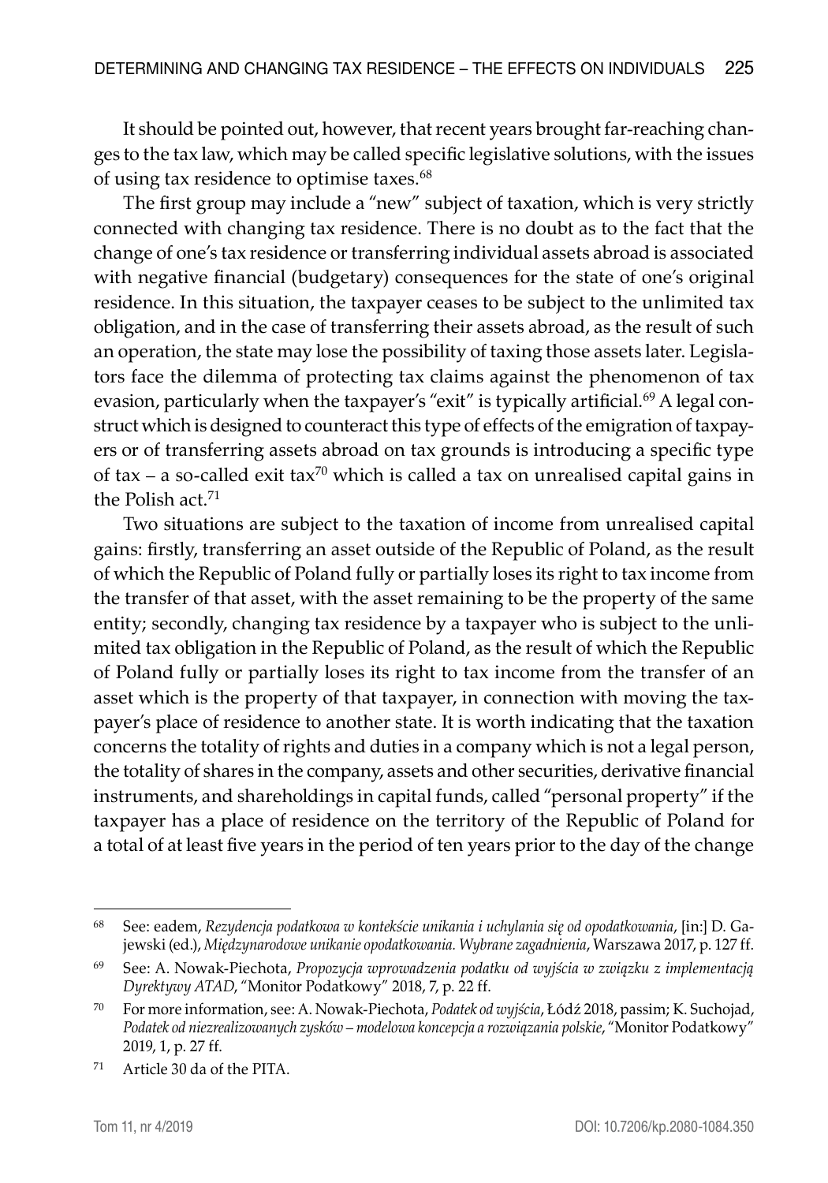It should be pointed out, however, that recent years brought far-reaching changes to the tax law, which may be called specific legislative solutions, with the issues of using tax residence to optimise taxes.[68]

The first group may include a "new" subject of taxation, which is very strictly connected with changing tax residence. There is no doubt as to the fact that the change of one's tax residence or transferring individual assets abroad is associated with negative financial (budgetary) consequences for the state of one's original residence. In this situation, the taxpayer ceases to be subject to the unlimited tax obligation, and in the case of transferring their assets abroad, as the result of such an operation, the state may lose the possibility of taxing those assets later. Legislators face the dilemma of protecting tax claims against the phenomenon of tax evasion, particularly when the taxpayer's "exit" is typically artificial.[69] A legal construct which is designed to counteract this type of effects of the emigration of taxpayers or of transferring assets abroad on tax grounds is introducing a specific type of tax – a so-called exit tax[70] which is called a tax on unrealised capital gains in the Polish act.[71]

Two situations are subject to the taxation of income from unrealised capital gains: firstly, transferring an asset outside of the Republic of Poland, as the result of which the Republic of Poland fully or partially loses its right to tax income from the transfer of that asset, with the asset remaining to be the property of the same entity; secondly, changing tax residence by a taxpayer who is subject to the unlimited tax obligation in the Republic of Poland, as the result of which the Republic of Poland fully or partially loses its right to tax income from the transfer of an asset which is the property of that taxpayer, in connection with moving the taxpayer's place of residence to another state. It is worth indicating that the taxation concerns the totality of rights and duties in a company which is not a legal person, the totality of shares in the company, assets and other securities, derivative financial instruments, and shareholdings in capital funds, called "personal property" if the taxpayer has a place of residence on the territory of the Republic of Poland for a total of at least five years in the period of ten years prior to the day of the change

---

[68] See: eadem, *Rezydencja podatkowa w kontekście unikania i uchylania się od opodatkowania*, [in:] D. Gajewski (ed.), *Międzynarodowe unikanie opodatkowania. Wybrane zagadnienia*, Warszawa 2017, p. 127 ff.

[69] See: A. Nowak-Piechota, *Propozycja wprowadzenia podatku od wyjścia w związku z implementacją Dyrektywy ATAD*, "Monitor Podatkowy" 2018, 7, p. 22 ff.

[70] For more information, see: A. Nowak-Piechota, *Podatek od wyjścia*, Łódź 2018, passim; K. Suchojad, *Podatek od niezrealizowanych zysków – modelowa koncepcja a rozwiązania polskie*, "Monitor Podatkowy" 2019, 1, p. 27 ff.

[71] Article 30 da of the PITA.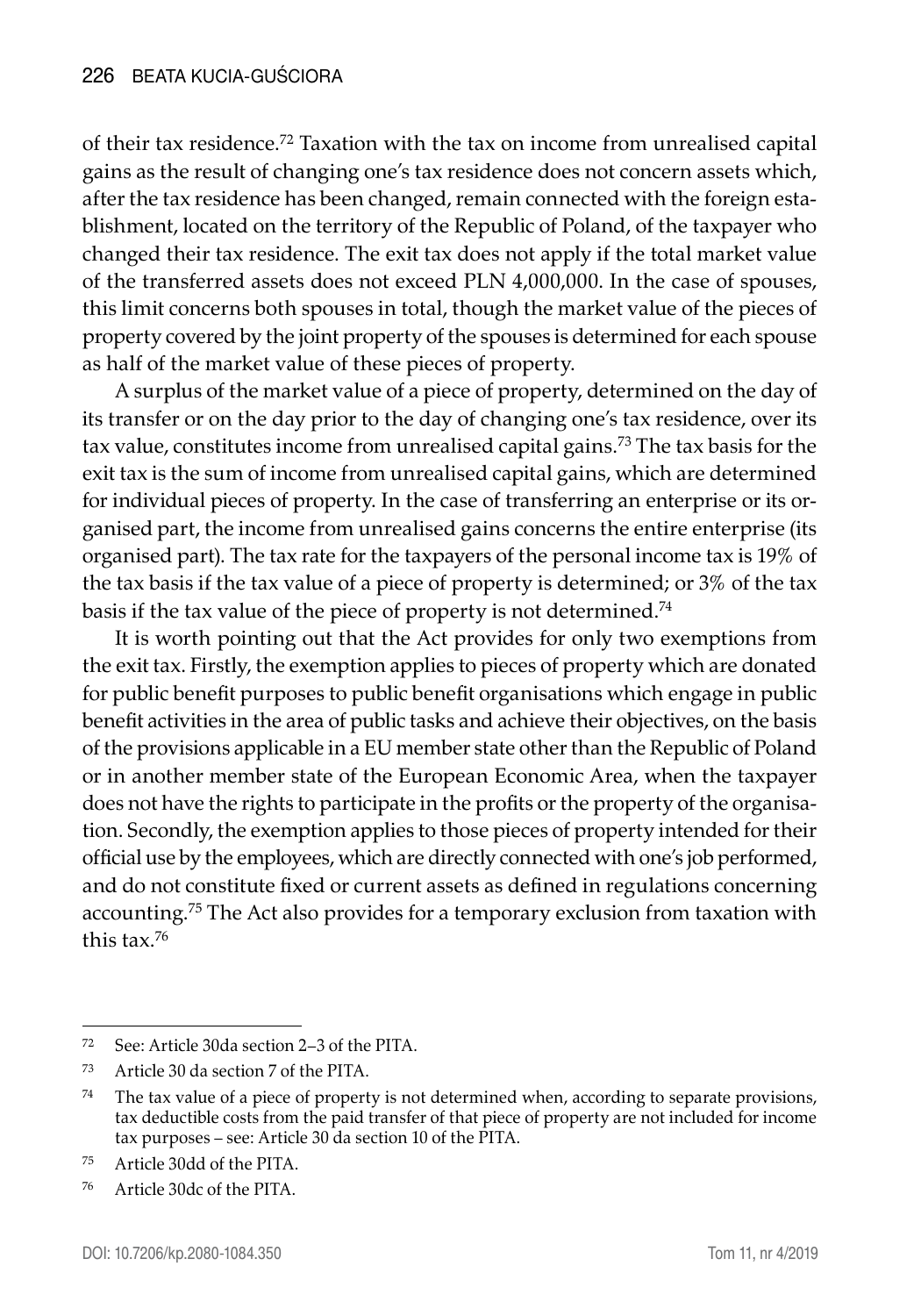of their tax residence.[72] Taxation with the tax on income from unrealised capital gains as the result of changing one's tax residence does not concern assets which, after the tax residence has been changed, remain connected with the foreign establishment, located on the territory of the Republic of Poland, of the taxpayer who changed their tax residence. The exit tax does not apply if the total market value of the transferred assets does not exceed PLN 4,000,000. In the case of spouses, this limit concerns both spouses in total, though the market value of the pieces of property covered by the joint property of the spouses is determined for each spouse as half of the market value of these pieces of property.

A surplus of the market value of a piece of property, determined on the day of its transfer or on the day prior to the day of changing one's tax residence, over its tax value, constitutes income from unrealised capital gains.[73] The tax basis for the exit tax is the sum of income from unrealised capital gains, which are determined for individual pieces of property. In the case of transferring an enterprise or its organised part, the income from unrealised gains concerns the entire enterprise (its organised part). The tax rate for the taxpayers of the personal income tax is 19% of the tax basis if the tax value of a piece of property is determined; or 3% of the tax basis if the tax value of the piece of property is not determined.[74]

It is worth pointing out that the Act provides for only two exemptions from the exit tax. Firstly, the exemption applies to pieces of property which are donated for public benefit purposes to public benefit organisations which engage in public benefit activities in the area of public tasks and achieve their objectives, on the basis of the provisions applicable in a EU member state other than the Republic of Poland or in another member state of the European Economic Area, when the taxpayer does not have the rights to participate in the profits or the property of the organisation. Secondly, the exemption applies to those pieces of property intended for their official use by the employees, which are directly connected with one's job performed, and do not constitute fixed or current assets as defined in regulations concerning accounting.[75] The Act also provides for a temporary exclusion from taxation with this tax.[76]

---

[72] See: Article 30da section 2–3 of the PITA.

[73] Article 30 da section 7 of the PITA.

[74] The tax value of a piece of property is not determined when, according to separate provisions, tax deductible costs from the paid transfer of that piece of property are not included for income tax purposes – see: Article 30 da section 10 of the PITA.

[75] Article 30dd of the PITA.

[76] Article 30dc of the PITA.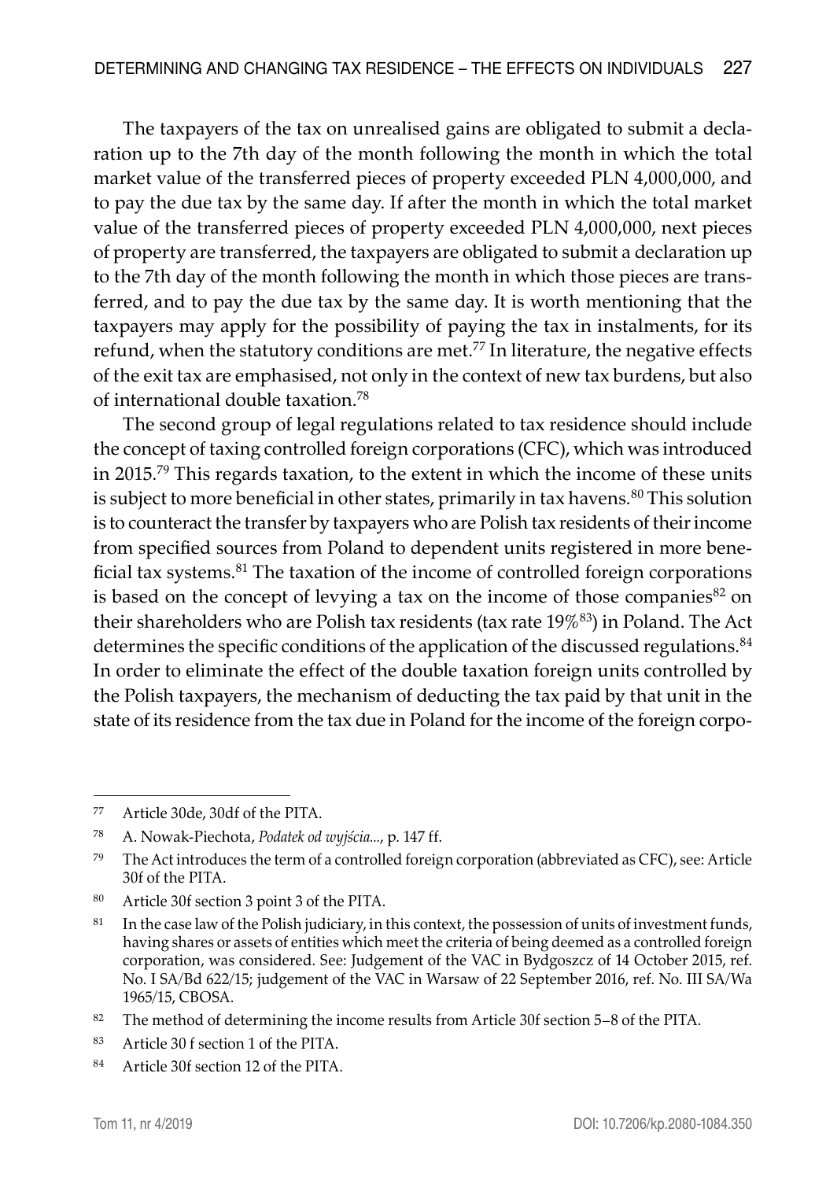The taxpayers of the tax on unrealised gains are obligated to submit a declaration up to the 7th day of the month following the month in which the total market value of the transferred pieces of property exceeded PLN 4,000,000, and to pay the due tax by the same day. If after the month in which the total market value of the transferred pieces of property exceeded PLN 4,000,000, next pieces of property are transferred, the taxpayers are obligated to submit a declaration up to the 7th day of the month following the month in which those pieces are transferred, and to pay the due tax by the same day. It is worth mentioning that the taxpayers may apply for the possibility of paying the tax in instalments, for its refund, when the statutory conditions are met.[77] In literature, the negative effects of the exit tax are emphasised, not only in the context of new tax burdens, but also of international double taxation.[78]

The second group of legal regulations related to tax residence should include the concept of taxing controlled foreign corporations (CFC), which was introduced in 2015.[79] This regards taxation, to the extent in which the income of these units is subject to more beneficial in other states, primarily in tax havens.[80] This solution is to counteract the transfer by taxpayers who are Polish tax residents of their income from specified sources from Poland to dependent units registered in more beneficial tax systems.[81] The taxation of the income of controlled foreign corporations is based on the concept of levying a tax on the income of those companies[82] on their shareholders who are Polish tax residents (tax rate 19%[83]) in Poland. The Act determines the specific conditions of the application of the discussed regulations.[84] In order to eliminate the effect of the double taxation foreign units controlled by the Polish taxpayers, the mechanism of deducting the tax paid by that unit in the state of its residence from the tax due in Poland for the income of the foreign corpo-

---

77 Article 30de, 30df of the PITA.

78 A. Nowak-Piechota, *Podatek od wyjścia...*, p. 147 ff.

79 The Act introduces the term of a controlled foreign corporation (abbreviated as CFC), see: Article 30f of the PITA.

80 Article 30f section 3 point 3 of the PITA.

81 In the case law of the Polish judiciary, in this context, the possession of units of investment funds, having shares or assets of entities which meet the criteria of being deemed as a controlled foreign corporation, was considered. See: Judgement of the VAC in Bydgoszcz of 14 October 2015, ref. No. I SA/Bd 622/15; judgement of the VAC in Warsaw of 22 September 2016, ref. No. III SA/Wa 1965/15, CBOSA.

82 The method of determining the income results from Article 30f section 5–8 of the PITA.

83 Article 30 f section 1 of the PITA.

84 Article 30f section 12 of the PITA.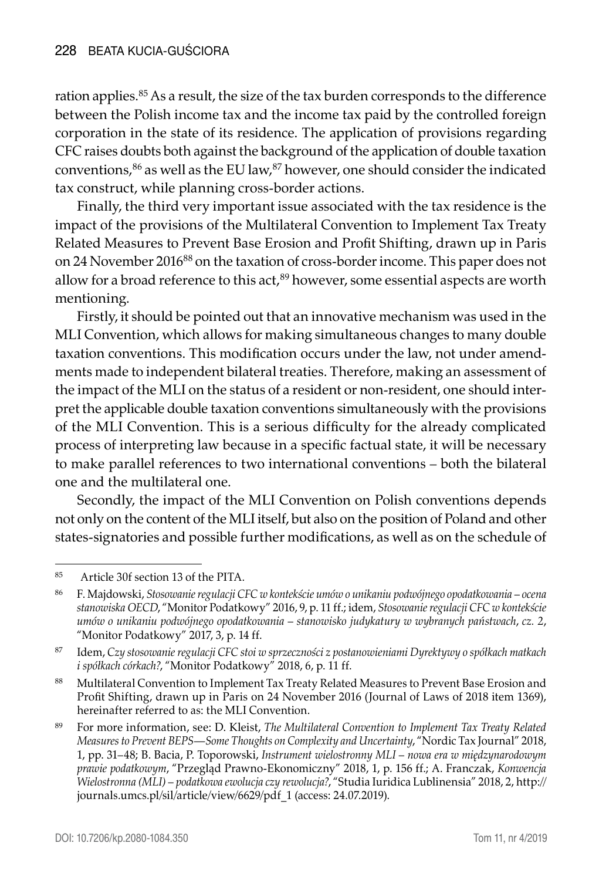ration applies.[85] As a result, the size of the tax burden corresponds to the difference between the Polish income tax and the income tax paid by the controlled foreign corporation in the state of its residence. The application of provisions regarding CFC raises doubts both against the background of the application of double taxation conventions,[86] as well as the EU law,[87] however, one should consider the indicated tax construct, while planning cross-border actions.

Finally, the third very important issue associated with the tax residence is the impact of the provisions of the Multilateral Convention to Implement Tax Treaty Related Measures to Prevent Base Erosion and Profit Shifting, drawn up in Paris on 24 November 2016[88] on the taxation of cross-border income. This paper does not allow for a broad reference to this act,[89] however, some essential aspects are worth mentioning.

Firstly, it should be pointed out that an innovative mechanism was used in the MLI Convention, which allows for making simultaneous changes to many double taxation conventions. This modification occurs under the law, not under amendments made to independent bilateral treaties. Therefore, making an assessment of the impact of the MLI on the status of a resident or non-resident, one should interpret the applicable double taxation conventions simultaneously with the provisions of the MLI Convention. This is a serious difficulty for the already complicated process of interpreting law because in a specific factual state, it will be necessary to make parallel references to two international conventions – both the bilateral one and the multilateral one.

Secondly, the impact of the MLI Convention on Polish conventions depends not only on the content of the MLI itself, but also on the position of Poland and other states-signatories and possible further modifications, as well as on the schedule of

---

[85] Article 30f section 13 of the PITA.

[86] F. Majdowski, *Stosowanie regulacji CFC w kontekście umów o unikaniu podwójnego opodatkowania – ocena stanowiska OECD*, "Monitor Podatkowy" 2016, 9, p. 11 ff.; idem, *Stosowanie regulacji CFC w kontekście umów o unikaniu podwójnego opodatkowania – stanowisko judykatury w wybranych państwach*, *cz. 2*, "Monitor Podatkowy" 2017, 3, p. 14 ff.

[87] Idem, *Czy stosowanie regulacji CFC stoi w sprzeczności z postanowieniami Dyrektywy o spółkach matkach i spółkach córkach?*, "Monitor Podatkowy" 2018, 6, p. 11 ff.

[88] Multilateral Convention to Implement Tax Treaty Related Measures to Prevent Base Erosion and Profit Shifting, drawn up in Paris on 24 November 2016 (Journal of Laws of 2018 item 1369), hereinafter referred to as: the MLI Convention.

[89] For more information, see: D. Kleist, *The Multilateral Convention to Implement Tax Treaty Related Measures to Prevent BEPS—Some Thoughts on Complexity and Uncertainty*, "Nordic Tax Journal" 2018, 1, pp. 31–48; B. Bacia, P. Toporowski, *Instrument wielostronny MLI – nowa era w międzynarodowym prawie podatkowym*, "Przegląd Prawno-Ekonomiczny" 2018, 1, p. 156 ff.; A. Franczak, *Konwencja Wielostronna (MLI) – podatkowa ewolucja czy rewolucja?*, "Studia Iuridica Lublinensia" 2018, 2, http://journals.umcs.pl/sil/article/view/6629/pdf_1 (access: 24.07.2019).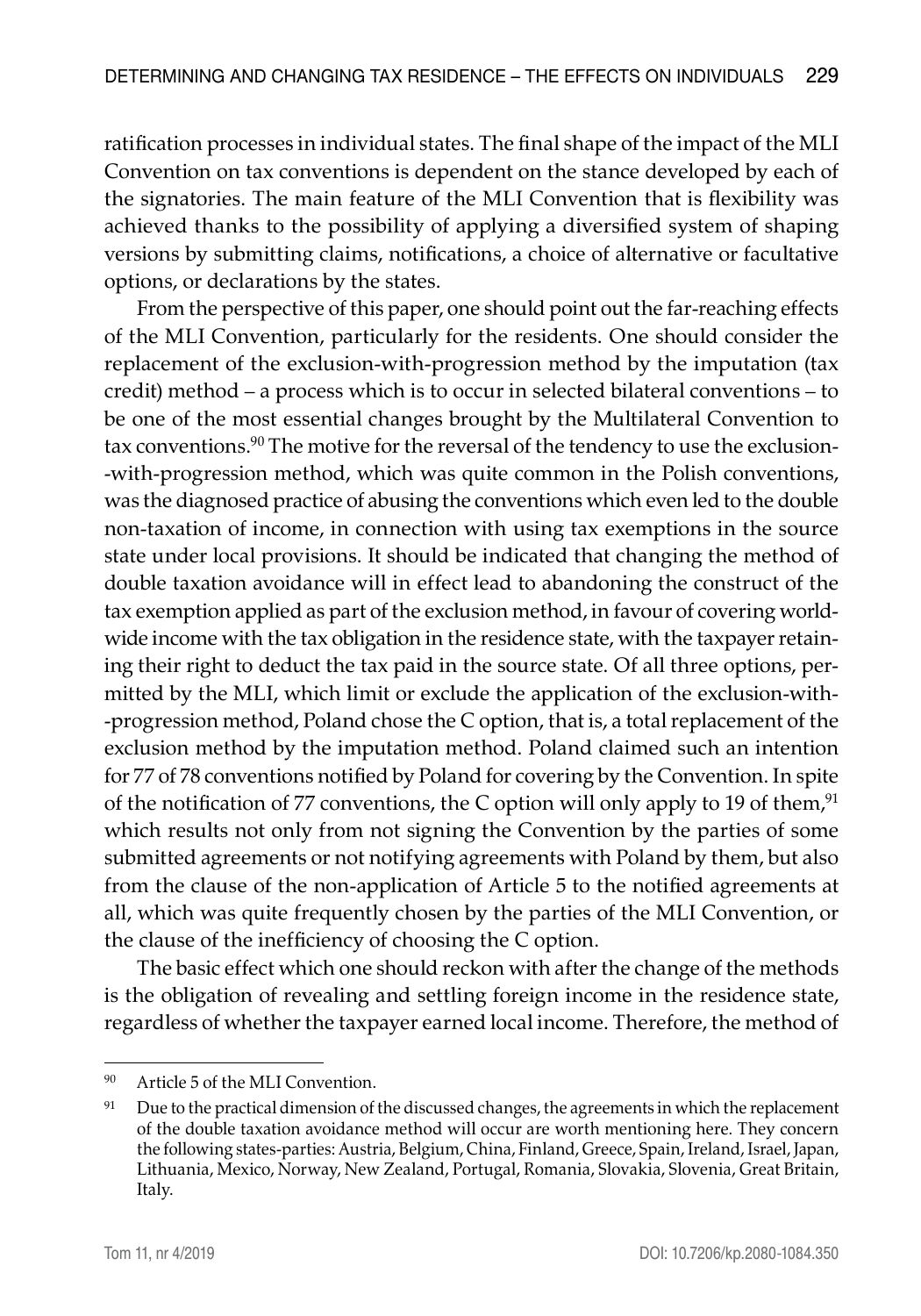ratification processes in individual states. The final shape of the impact of the MLI Convention on tax conventions is dependent on the stance developed by each of the signatories. The main feature of the MLI Convention that is flexibility was achieved thanks to the possibility of applying a diversified system of shaping versions by submitting claims, notifications, a choice of alternative or facultative options, or declarations by the states.

From the perspective of this paper, one should point out the far-reaching effects of the MLI Convention, particularly for the residents. One should consider the replacement of the exclusion-with-progression method by the imputation (tax credit) method – a process which is to occur in selected bilateral conventions – to be one of the most essential changes brought by the Multilateral Convention to tax conventions.[90] The motive for the reversal of the tendency to use the exclusion-with-progression method, which was quite common in the Polish conventions, was the diagnosed practice of abusing the conventions which even led to the double non-taxation of income, in connection with using tax exemptions in the source state under local provisions. It should be indicated that changing the method of double taxation avoidance will in effect lead to abandoning the construct of the tax exemption applied as part of the exclusion method, in favour of covering world-wide income with the tax obligation in the residence state, with the taxpayer retaining their right to deduct the tax paid in the source state. Of all three options, permitted by the MLI, which limit or exclude the application of the exclusion-with-progression method, Poland chose the C option, that is, a total replacement of the exclusion method by the imputation method. Poland claimed such an intention for 77 of 78 conventions notified by Poland for covering by the Convention. In spite of the notification of 77 conventions, the C option will only apply to 19 of them,[91] which results not only from not signing the Convention by the parties of some submitted agreements or not notifying agreements with Poland by them, but also from the clause of the non-application of Article 5 to the notified agreements at all, which was quite frequently chosen by the parties of the MLI Convention, or the clause of the inefficiency of choosing the C option.

The basic effect which one should reckon with after the change of the methods is the obligation of revealing and settling foreign income in the residence state, regardless of whether the taxpayer earned local income. Therefore, the method of

---

[90] Article 5 of the MLI Convention.

[91] Due to the practical dimension of the discussed changes, the agreements in which the replacement of the double taxation avoidance method will occur are worth mentioning here. They concern the following states-parties: Austria, Belgium, China, Finland, Greece, Spain, Ireland, Israel, Japan, Lithuania, Mexico, Norway, New Zealand, Portugal, Romania, Slovakia, Slovenia, Great Britain, Italy.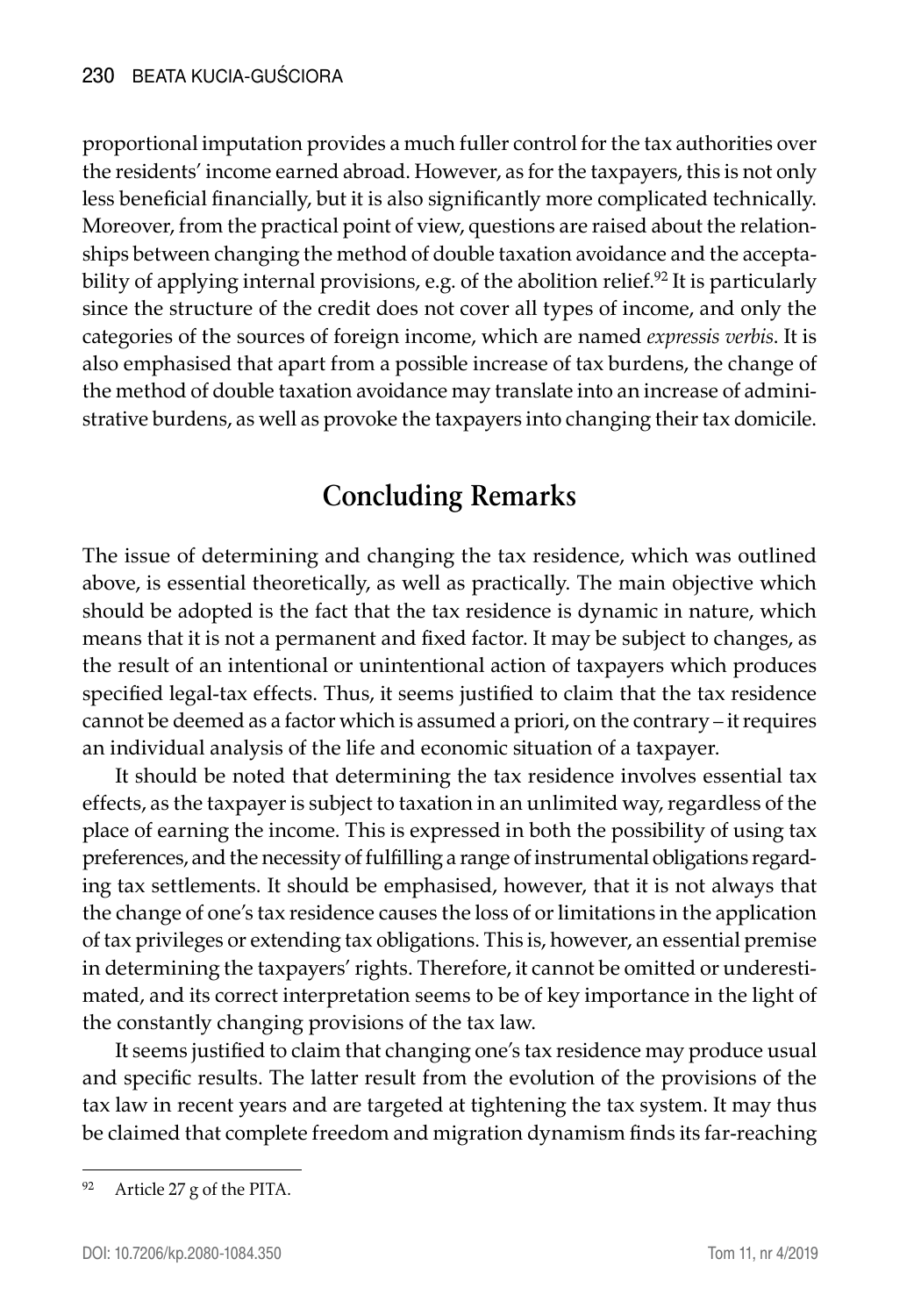proportional imputation provides a much fuller control for the tax authorities over the residents' income earned abroad. However, as for the taxpayers, this is not only less beneficial financially, but it is also significantly more complicated technically. Moreover, from the practical point of view, questions are raised about the relationships between changing the method of double taxation avoidance and the acceptability of applying internal provisions, e.g. of the abolition relief.[92] It is particularly since the structure of the credit does not cover all types of income, and only the categories of the sources of foreign income, which are named *expressis verbis*. It is also emphasised that apart from a possible increase of tax burdens, the change of the method of double taxation avoidance may translate into an increase of administrative burdens, as well as provoke the taxpayers into changing their tax domicile.

## Concluding Remarks

The issue of determining and changing the tax residence, which was outlined above, is essential theoretically, as well as practically. The main objective which should be adopted is the fact that the tax residence is dynamic in nature, which means that it is not a permanent and fixed factor. It may be subject to changes, as the result of an intentional or unintentional action of taxpayers which produces specified legal-tax effects. Thus, it seems justified to claim that the tax residence cannot be deemed as a factor which is assumed a priori, on the contrary – it requires an individual analysis of the life and economic situation of a taxpayer.

It should be noted that determining the tax residence involves essential tax effects, as the taxpayer is subject to taxation in an unlimited way, regardless of the place of earning the income. This is expressed in both the possibility of using tax preferences, and the necessity of fulfilling a range of instrumental obligations regarding tax settlements. It should be emphasised, however, that it is not always that the change of one's tax residence causes the loss of or limitations in the application of tax privileges or extending tax obligations. This is, however, an essential premise in determining the taxpayers' rights. Therefore, it cannot be omitted or underestimated, and its correct interpretation seems to be of key importance in the light of the constantly changing provisions of the tax law.

It seems justified to claim that changing one's tax residence may produce usual and specific results. The latter result from the evolution of the provisions of the tax law in recent years and are targeted at tightening the tax system. It may thus be claimed that complete freedom and migration dynamism finds its far-reaching

[92] Article 27 g of the PITA.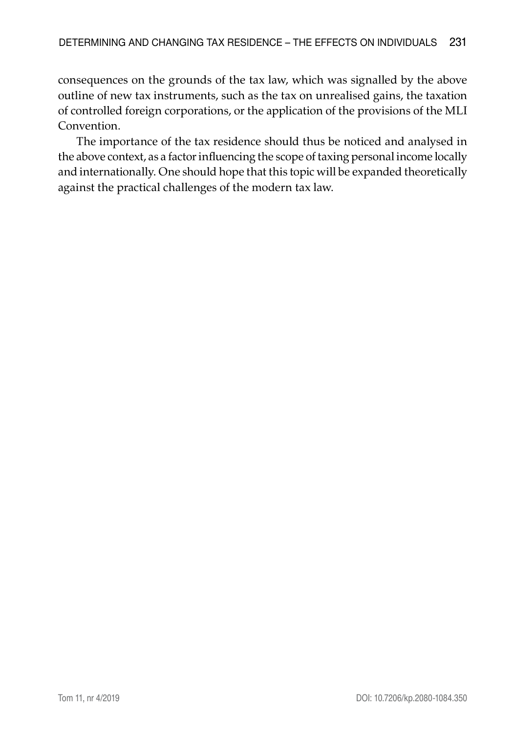consequences on the grounds of the tax law, which was signalled by the above outline of new tax instruments, such as the tax on unrealised gains, the taxation of controlled foreign corporations, or the application of the provisions of the MLI Convention.

The importance of the tax residence should thus be noticed and analysed in the above context, as a factor influencing the scope of taxing personal income locally and internationally. One should hope that this topic will be expanded theoretically against the practical challenges of the modern tax law.